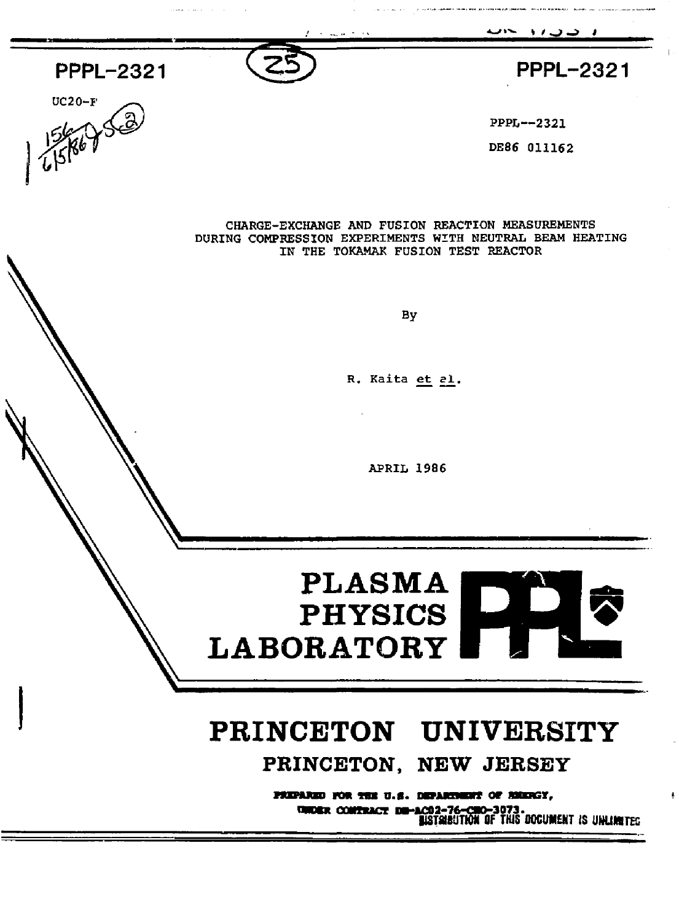PPPL-2321

PPPL-2321

UC20-F

PPPL--2321

DE86 011162

CHARGE-EXCHANGE AND FUSION REACTION MEASUREMENTS DURING COMPRESSION EXPERIMENTS WITH NEUTRAL BEAM HEATING IN THE TOKAMAK FUSION TEST REACTOR

By

R. Kaita *et al.*

APRIL 1986

**PLASMA PHYSICS LABORATORY**

# PRINCETON UNIVERSITY

## PRINCETON, NEW JERSEY

**PREPARED FOR THE U.S. DEPARTMENT OF ENERGY, UNDER CONTRACT DE-AC02-76-CHO-3073.**

DISTRIBUTION OF THIS DOCUMENT IS UNLIMITED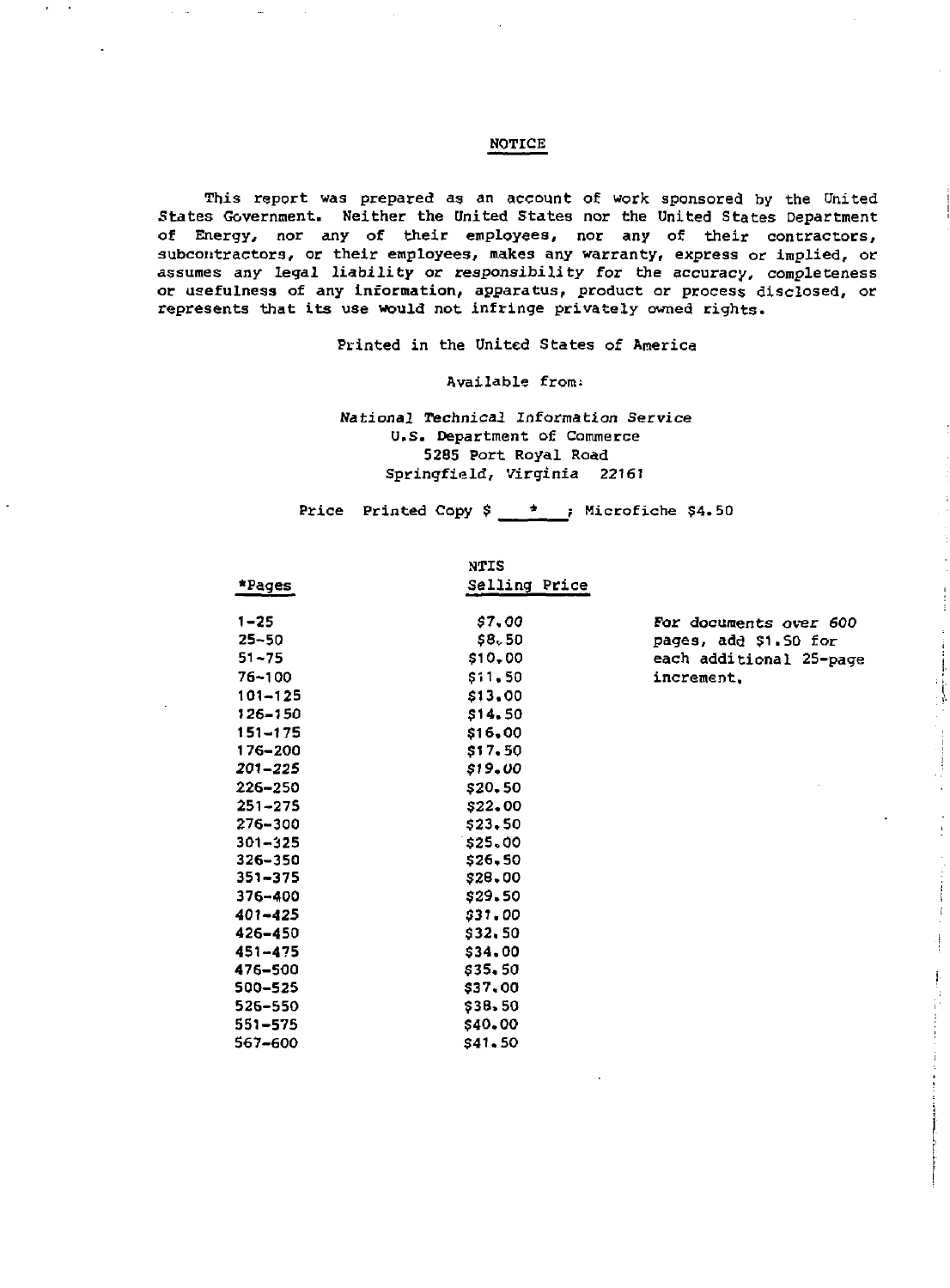## NOTICE

This report was prepared as an account of work sponsored by the United States Government. Neither the United States nor the United States Department of Energy, nor any of their employees, nor any of their contractors, subcontractors, or their employees, makes any warranty, express or implied, or assumes any legal liability or responsibility for the accuracy, completeness or usefulness of any information, apparatus, product or process disclosed, or represents that its use would not infringe privately owned rights.

Printed in the United States of America

Available from:

*National Technical Information Service*
U.S. Department of Commerce
5285 Port Royal Road
Springfield, Virginia 22161

Price Printed Copy $ \_\_\*\_\_ ; Microfiche $4.50

| *Pages | NTIS Selling Price |
|---|---|
| 1-25 | $7.00 |
| 25-50 | $8.50 |
| 51-75 | $10.00 |
| 76-100 | $11.50 |
| 101-125 | $13.00 |
| 126-150 | $14.50 |
| 151-175 | $16.00 |
| 176-200 | $17.50 |
| 201-225 | $19.00 |
| 226-250 | $20.50 |
| 251-275 | $22.00 |
| 276-300 | $23.50 |
| 301-325 | $25.00 |
| 326-350 | $26.50 |
| 351-375 | $28.00 |
| 376-400 | $29.50 |
| 401-425 | $31.00 |
| 426-450 | $32.50 |
| 451-475 | $34.00 |
| 476-500 | $35.50 |
| 500-525 | $37.00 |
| 526-550 | $38.50 |
| 551-575 | $40.00 |
| 567-600 | $41.50 |

For documents over 600 pages, add $1.50 for each additional 25-page increment.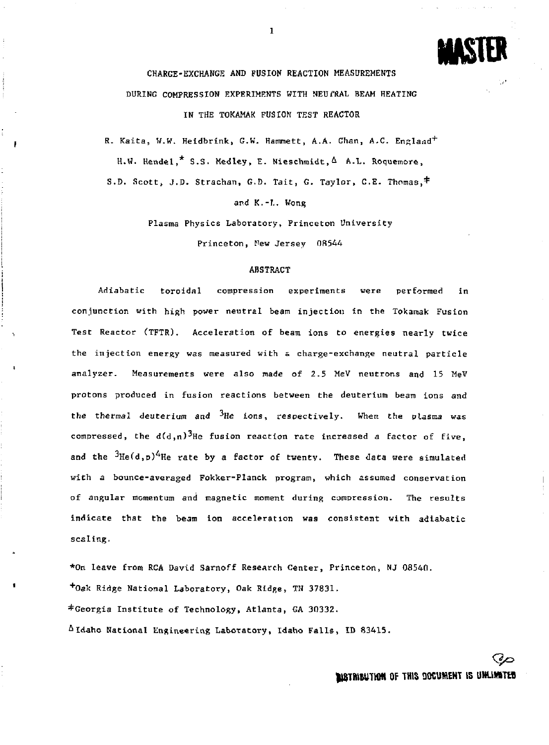# CHARGE-EXCHANGE AND FUSION REACTION MEASUREMENTS DURING COMPRESSION EXPERIMENTS WITH NEUTRAL BEAM HEATING IN THE TOKAMAK FUSION TEST REACTOR

R. Kaita, W.W. Heidbrink, G.W. Hammett, A.A. Chan, A.C. England[+]
H.W. Hendel,[*] S.S. Medley, E. Nieschmidt,[Δ] A.L. Roquemore,
S.D. Scott, J.D. Strachan, G.D. Tait, G. Taylor, C.E. Thomas,[‡]
and K.-L. Wong

Plasma Physics Laboratory, Princeton University
Princeton, New Jersey 08544

## ABSTRACT

Adiabatic toroidal compression experiments were performed in conjunction with high power neutral beam injection in the Tokamak Fusion Test Reactor (TFTR). Acceleration of beam ions to energies nearly twice the injection energy was measured with a charge-exchange neutral particle analyzer. Measurements were also made of 2.5 MeV neutrons and 15 MeV protons produced in fusion reactions between the deuterium beam ions and the thermal deuterium and $^3$He ions, respectively. When the plasma was compressed, the d(d,n)$^3$He fusion reaction rate increased a factor of five, and the $^3$He(d,p)$^4$He rate by a factor of twenty. These data were simulated with a bounce-averaged Fokker-Planck program, which assumed conservation of angular momentum and magnetic moment during compression. The results indicate that the beam ion acceleration was consistent with adiabatic scaling.

[*]On leave from RCA David Sarnoff Research Center, Princeton, NJ 08540.
[+]Oak Ridge National Laboratory, Oak Ridge, TN 37831.
[‡]Georgia Institute of Technology, Atlanta, GA 30332.
[Δ]Idaho National Engineering Laboratory, Idaho Falls, ID 83415.

DISTRIBUTION OF THIS DOCUMENT IS UNLIMITED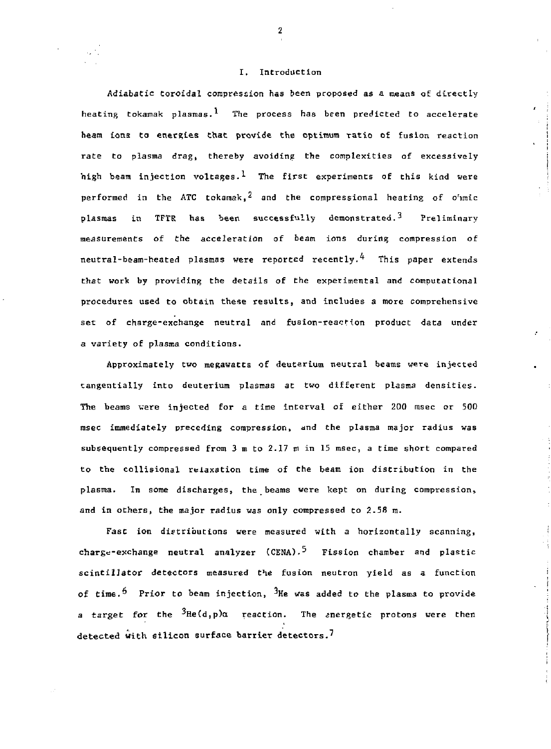## I. Introduction

Adiabatic toroidal compression has been proposed as a means of directly heating tokamak plasmas.[1] The process has been predicted to accelerate beam ions to energies that provide the optimum ratio of fusion reaction rate to plasma drag, thereby avoiding the complexities of excessively high beam injection voltages.[1] The first experiments of this kind were performed in the ATC tokamak,[2] and the compressional heating of ohmic plasmas in TFTR has been successfully demonstrated.[3] Preliminary measurements of the acceleration of beam ions during compression of neutral-beam-heated plasmas were reported recently.[4] This paper extends that work by providing the details of the experimental and computational procedures used to obtain these results, and includes a more comprehensive set of charge-exchange neutral and fusion-reaction product data under a variety of plasma conditions.

Approximately two megawatts of deuterium neutral beams were injected tangentially into deuterium plasmas at two different plasma densities. The beams were injected for a time interval of either 200 msec or 500 msec immediately preceding compression, and the plasma major radius was subsequently compressed from 3 m to 2.17 m in 15 msec, a time short compared to the collisional relaxation time of the beam ion distribution in the plasma. In some discharges, the beams were kept on during compression, and in others, the major radius was only compressed to 2.58 m.

Fast ion distributions were measured with a horizontally scanning, charge-exchange neutral analyzer (CENA).[5] Fission chamber and plastic scintillator detectors measured the fusion neutron yield as a function of time.[6] Prior to beam injection, $^3$He was added to the plasma to provide a target for the $^3$He(d,p)$\alpha$ reaction. The energetic protons were then detected with silicon surface barrier detectors.[7]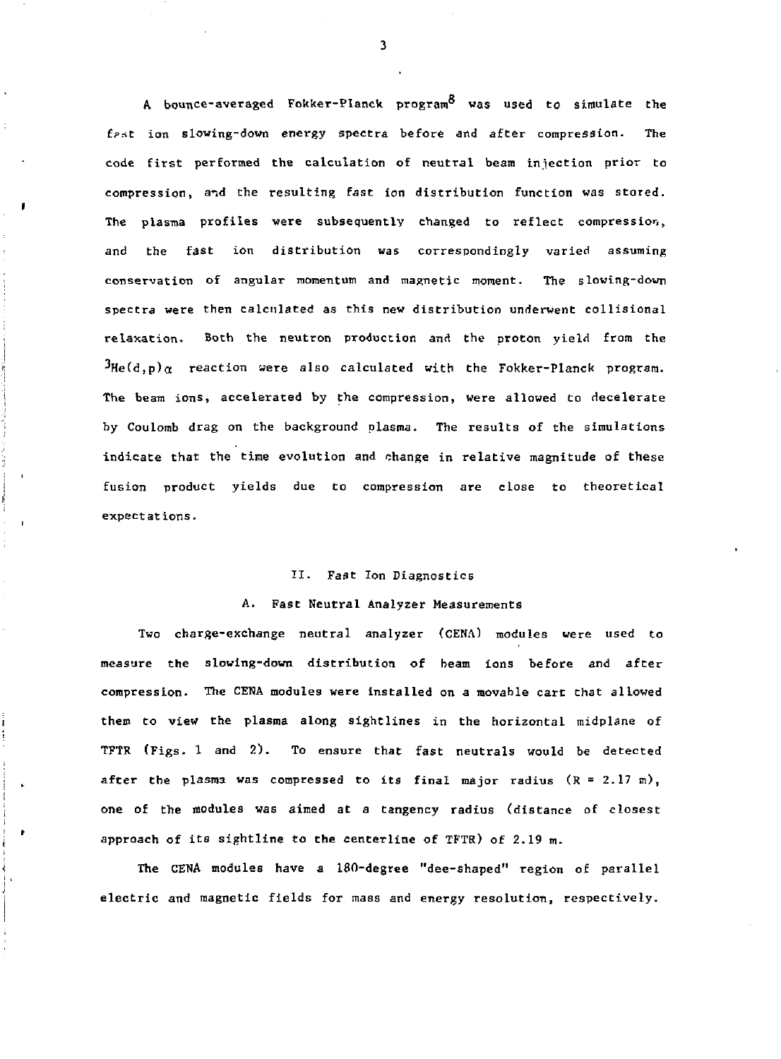A bounce-averaged Fokker-Planck program[8] was used to simulate the fast ion slowing-down energy spectra before and after compression. The code first performed the calculation of neutral beam injection prior to compression, and the resulting fast ion distribution function was stored. The plasma profiles were subsequently changed to reflect compression, and the fast ion distribution was correspondingly varied assuming conservation of angular momentum and magnetic moment. The slowing-down spectra were then calculated as this new distribution underwent collisional relaxation. Both the neutron production and the proton yield from the $^3He(d,p)\alpha$ reaction were also calculated with the Fokker-Planck program. The beam ions, accelerated by the compression, were allowed to decelerate by Coulomb drag on the background plasma. The results of the simulations indicate that the time evolution and change in relative magnitude of these fusion product yields due to compression are close to theoretical expectations.

## II. Fast Ion Diagnostics

### A. Fast Neutral Analyzer Measurements

Two charge-exchange neutral analyzer (CENA) modules were used to measure the slowing-down distribution of beam ions before and after compression. The CENA modules were installed on a movable cart that allowed them to view the plasma along sightlines in the horizontal midplane of TFTR (Figs. 1 and 2). To ensure that fast neutrals would be detected after the plasma was compressed to its final major radius (R = 2.17 m), one of the modules was aimed at a tangency radius (distance of closest approach of its sightline to the centerline of TFTR) of 2.19 m.

The CENA modules have a 180-degree "dee-shaped" region of parallel electric and magnetic fields for mass and energy resolution, respectively.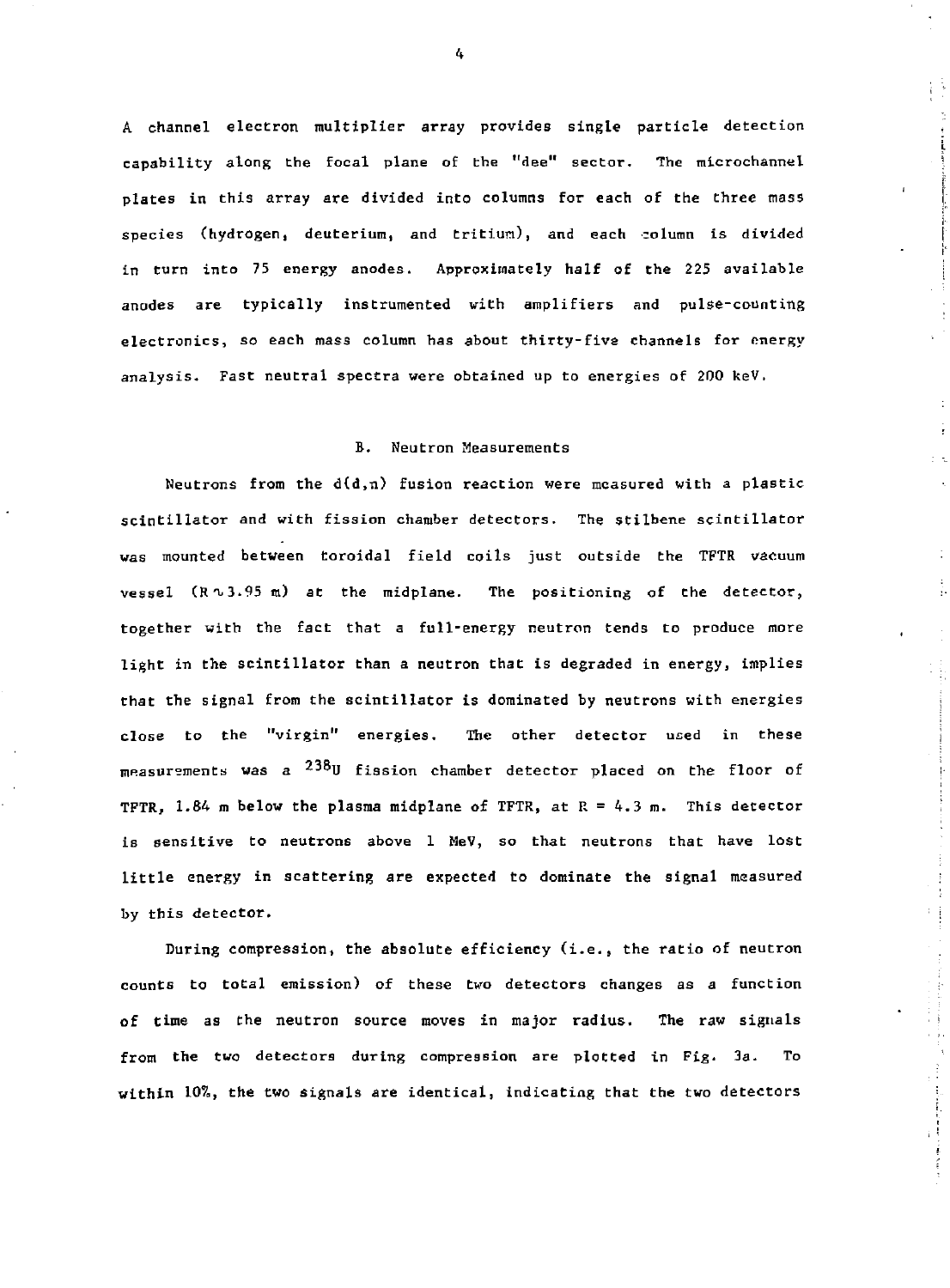A channel electron multiplier array provides single particle detection capability along the focal plane of the "dee" sector. The microchannel plates in this array are divided into columns for each of the three mass species (hydrogen, deuterium, and tritium), and each column is divided in turn into 75 energy anodes. Approximately half of the 225 available anodes are typically instrumented with amplifiers and pulse-counting electronics, so each mass column has about thirty-five channels for energy analysis. Fast neutral spectra were obtained up to energies of 200 keV.

### B. Neutron Measurements

Neutrons from the d(d,n) fusion reaction were measured with a plastic scintillator and with fission chamber detectors. The stilbene scintillator was mounted between toroidal field coils just outside the TFTR vacuum vessel ($R \sim 3.95$ m) at the midplane. The positioning of the detector, together with the fact that a full-energy neutron tends to produce more light in the scintillator than a neutron that is degraded in energy, implies that the signal from the scintillator is dominated by neutrons with energies close to the "virgin" energies. The other detector used in these measurements was a $^{238}$U fission chamber detector placed on the floor of TFTR, 1.84 m below the plasma midplane of TFTR, at $R = 4.3$ m. This detector is sensitive to neutrons above 1 MeV, so that neutrons that have lost little energy in scattering are expected to dominate the signal measured by this detector.

During compression, the absolute efficiency (i.e., the ratio of neutron counts to total emission) of these two detectors changes as a function of time as the neutron source moves in major radius. The raw signals from the two detectors during compression are plotted in Fig. 3a. To within 10%, the two signals are identical, indicating that the two detectors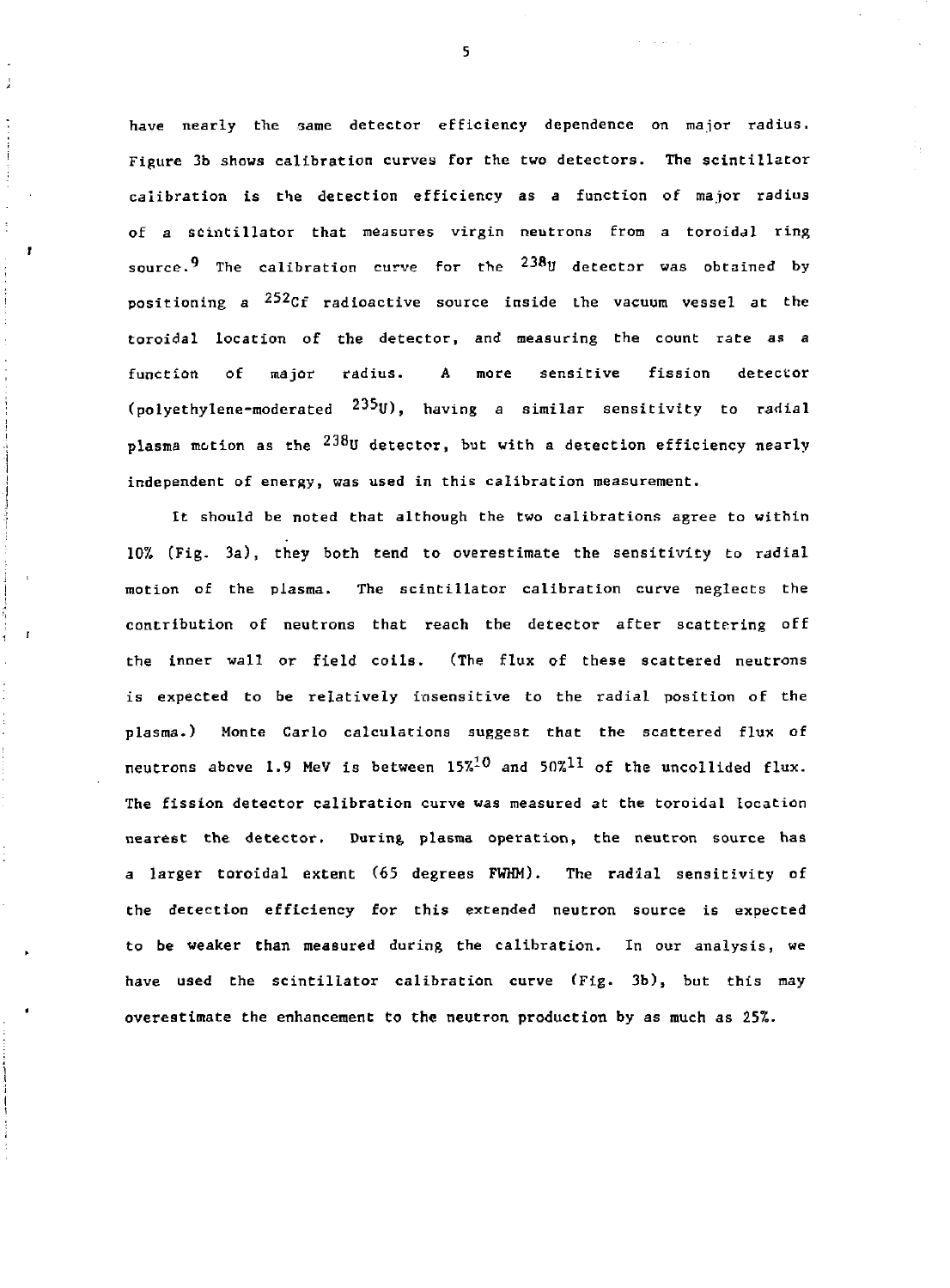have nearly the same detector efficiency dependence on major radius. Figure 3b shows calibration curves for the two detectors. The scintillator calibration is the detection efficiency as a function of major radius of a scintillator that measures virgin neutrons from a toroidal ring source.[9] The calibration curve for the $^{238}U$ detector was obtained by positioning a $^{252}Cf$ radioactive source inside the vacuum vessel at the toroidal location of the detector, and measuring the count rate as a function of major radius. A more sensitive fission detector (polyethylene-moderated $^{235}U$), having a similar sensitivity to radial plasma motion as the $^{238}U$ detector, but with a detection efficiency nearly independent of energy, was used in this calibration measurement.

It should be noted that although the two calibrations agree to within 10% (Fig. 3a), they both tend to overestimate the sensitivity to radial motion of the plasma. The scintillator calibration curve neglects the contribution of neutrons that reach the detector after scattering off the inner wall or field coils. (The flux of these scattered neutrons is expected to be relatively insensitive to the radial position of the plasma.) Monte Carlo calculations suggest that the scattered flux of neutrons above 1.9 MeV is between 15%[10] and 50%[11] of the uncollided flux. The fission detector calibration curve was measured at the toroidal location nearest the detector. During plasma operation, the neutron source has a larger toroidal extent (65 degrees FWHM). The radial sensitivity of the detection efficiency for this extended neutron source is expected to be weaker than measured during the calibration. In our analysis, we have used the scintillator calibration curve (Fig. 3b), but this may overestimate the enhancement to the neutron production by as much as 25%.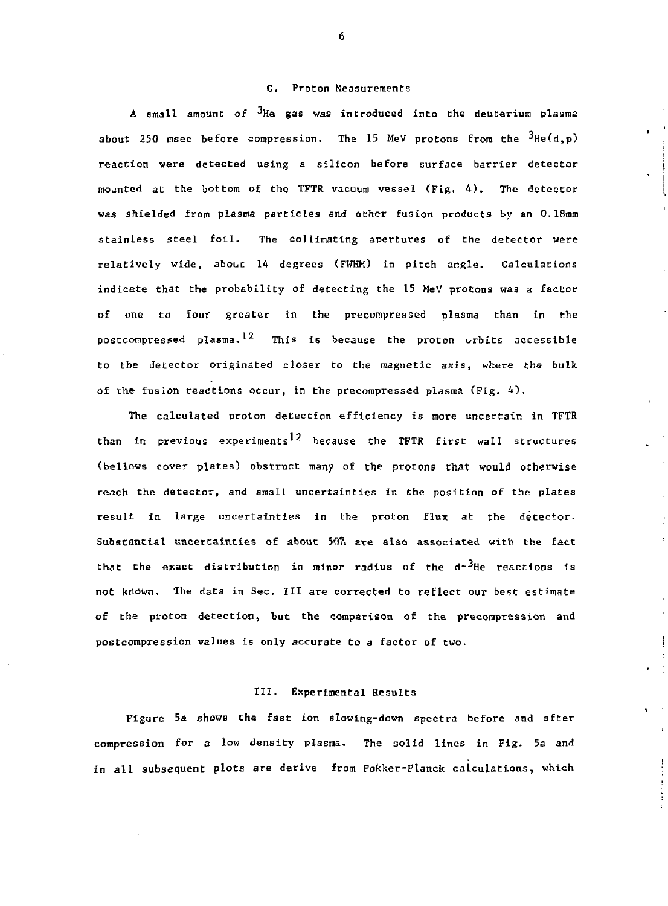### C. Proton Measurements

A small amount of $^3$He gas was introduced into the deuterium plasma about 250 msec before compression. The 15 MeV protons from the $^3$He(d,p) reaction were detected using a silicon before surface barrier detector mounted at the bottom of the TFTR vacuum vessel (Fig. 4). The detector was shielded from plasma particles and other fusion products by an 0.18mm stainless steel foil. The collimating apertures of the detector were relatively wide, about 14 degrees (FWHM) in pitch angle. Calculations indicate that the probability of detecting the 15 MeV protons was a factor of one to four greater in the precompressed plasma than in the postcompressed plasma.[12] This is because the proton orbits accessible to the detector originated closer to the magnetic axis, where the bulk of the fusion reactions occur, in the precompressed plasma (Fig. 4).

The calculated proton detection efficiency is more uncertain in TFTR than in previous experiments[12] because the TFTR first wall structures (bellows cover plates) obstruct many of the protons that would otherwise reach the detector, and small uncertainties in the position of the plates result in large uncertainties in the proton flux at the detector. Substantial uncertainties of about 50% are also associated with the fact that the exact distribution in minor radius of the d-$^3$He reactions is not known. The data in Sec. III are corrected to reflect our best estimate of the proton detection, but the comparison of the precompression and postcompression values is only accurate to a factor of two.

## III. Experimental Results

Figure 5a shows the fast ion slowing-down spectra before and after compression for a low density plasma. The solid lines in Fig. 5a and in all subsequent plots are derive from Fokker-Planck calculations, which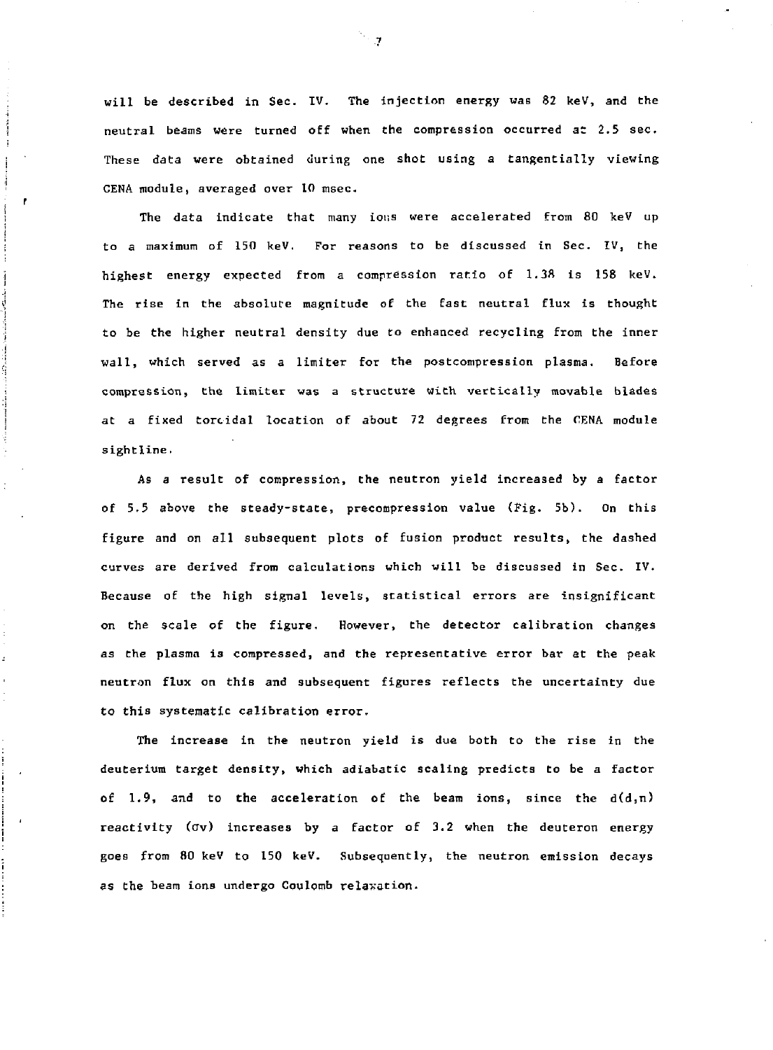will be described in Sec. IV. The injection energy was 82 keV, and the neutral beams were turned off when the compression occurred at 2.5 sec. These data were obtained during one shot using a tangentially viewing CENA module, averaged over 10 msec.

The data indicate that many ions were accelerated from 80 keV up to a maximum of 150 keV. For reasons to be discussed in Sec. IV, the highest energy expected from a compression ratio of 1.38 is 158 keV. The rise in the absolute magnitude of the fast neutral flux is thought to be the higher neutral density due to enhanced recycling from the inner wall, which served as a limiter for the postcompression plasma. Before compression, the limiter was a structure with vertically movable blades at a fixed toroidal location of about 72 degrees from the CENA module sightline.

As a result of compression, the neutron yield increased by a factor of 5.5 above the steady-state, precompression value (Fig. 5b). On this figure and on all subsequent plots of fusion product results, the dashed curves are derived from calculations which will be discussed in Sec. IV. Because of the high signal levels, statistical errors are insignificant on the scale of the figure. However, the detector calibration changes as the plasma is compressed, and the representative error bar at the peak neutron flux on this and subsequent figures reflects the uncertainty due to this systematic calibration error.

The increase in the neutron yield is due both to the rise in the deuterium target density, which adiabatic scaling predicts to be a factor of 1.9, and to the acceleration of the beam ions, since the d(d,n) reactivity ($\sigma v$) increases by a factor of 3.2 when the deuteron energy goes from 80 keV to 150 keV. Subsequently, the neutron emission decays as the beam ions undergo Coulomb relaxation.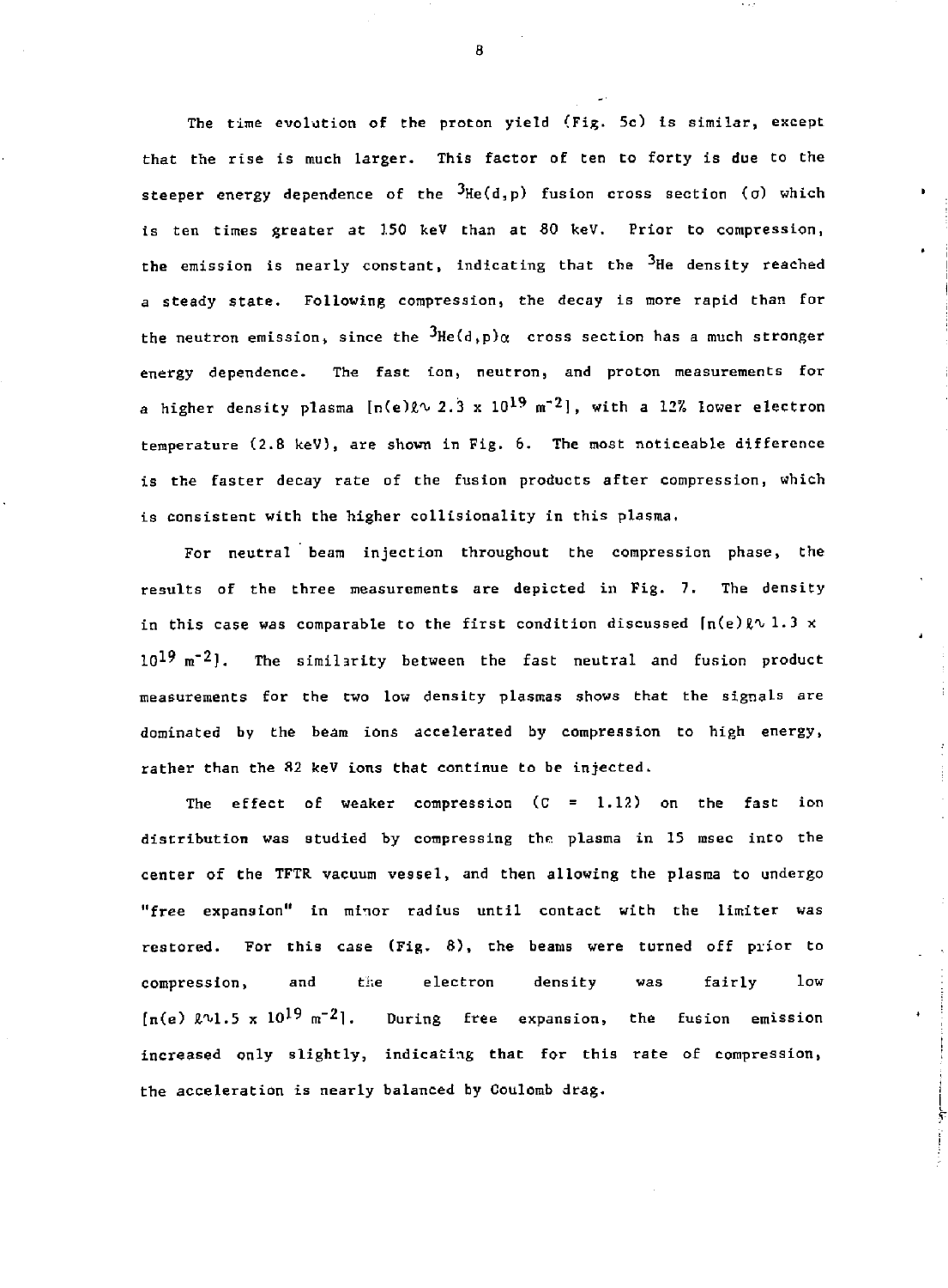The time evolution of the proton yield (Fig. 5c) is similar, except that the rise is much larger. This factor of ten to forty is due to the steeper energy dependence of the $^3He(d,p)$ fusion cross section ($\sigma$) which is ten times greater at 150 keV than at 80 keV. Prior to compression, the emission is nearly constant, indicating that the $^3He$ density reached a steady state. Following compression, the decay is more rapid than for the neutron emission, since the $^3He(d,p)\alpha$ cross section has a much stronger energy dependence. The fast ion, neutron, and proton measurements for a higher density plasma [$n(e)\ell \sim 2.3 \times 10^{19}$ $m^{-2}$], with a 12% lower electron temperature (2.8 keV), are shown in Fig. 6. The most noticeable difference is the faster decay rate of the fusion products after compression, which is consistent with the higher collisionality in this plasma.

For neutral beam injection throughout the compression phase, the results of the three measurements are depicted in Fig. 7. The density in this case was comparable to the first condition discussed [$n(e)\ell \sim 1.3 \times 10^{19}$ $m^{-2}$]. The similarity between the fast neutral and fusion product measurements for the two low density plasmas shows that the signals are dominated by the beam ions accelerated by compression to high energy, rather than the 82 keV ions that continue to be injected.

The effect of weaker compression ($C = 1.12$) on the fast ion distribution was studied by compressing the plasma in 15 msec into the center of the TFTR vacuum vessel, and then allowing the plasma to undergo "free expansion" in minor radius until contact with the limiter was restored. For this case (Fig. 8), the beams were turned off prior to compression, and the electron density was fairly low [$n(e)\ell \sim 1.5 \times 10^{19}$ $m^{-2}$]. During free expansion, the fusion emission increased only slightly, indicating that for this rate of compression, the acceleration is nearly balanced by Coulomb drag.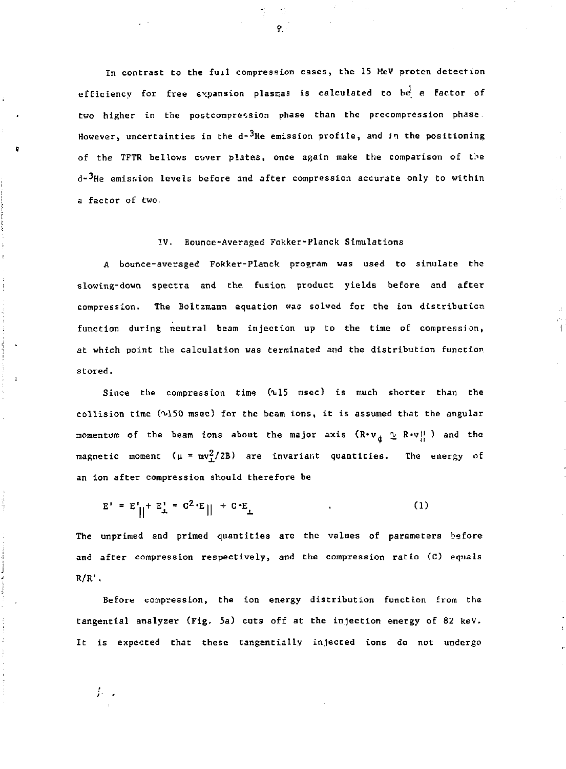In contrast to the full compression cases, the 15 MeV proton detection efficiency for free expansion plasmas is calculated to be a factor of two higher in the postcompression phase than the precompression phase. However, uncertainties in the d-$^3$He emission profile, and in the positioning of the TFTR bellows cover plates, once again make the comparison of the d-$^3$He emission levels before and after compression accurate only to within a factor of two.

## IV. Bounce-Averaged Fokker-Planck Simulations

A bounce-averaged Fokker-Planck program was used to simulate the slowing-down spectra and the fusion product yields before and after compression. The Boltzmann equation was solved for the ion distribution function during neutral beam injection up to the time of compression, at which point the calculation was terminated and the distribution function stored.

Since the compression time (~15 msec) is much shorter than the collision time (~150 msec) for the beam ions, it is assumed that the angular momentum of the beam ions about the major axis ($R \cdot v_\phi \simeq R \cdot v_{||}$) and the magnetic moment ($\mu = mv_\perp^2/2B$) are invariant quantities. The energy of an ion after compression should therefore be

$$E' = E'_{||} + E'_\perp = C^2 \cdot E_{||} + C \cdot E_\perp \qquad . \qquad (1)$$

The unprimed and primed quantities are the values of parameters before and after compression respectively, and the compression ratio (C) equals $R/R'$.

Before compression, the ion energy distribution function from the tangential analyzer (Fig. 5a) cuts off at the injection energy of 82 keV. It is expected that these tangentially injected ions do not undergo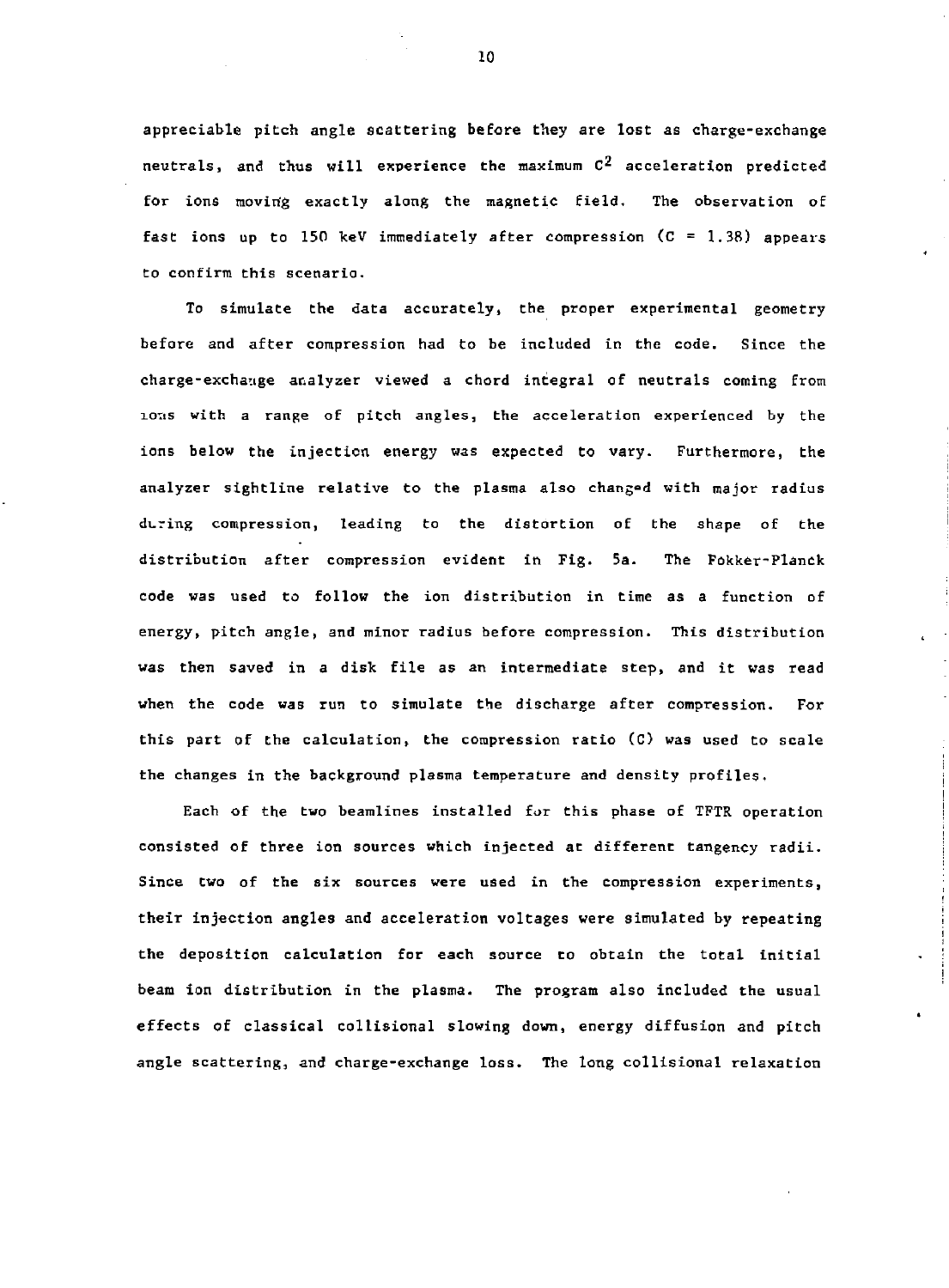appreciable pitch angle scattering before they are lost as charge-exchange neutrals, and thus will experience the maximum $C^2$ acceleration predicted for ions moving exactly along the magnetic field. The observation of fast ions up to 150 keV immediately after compression ($C = 1.38$) appears to confirm this scenario.

To simulate the data accurately, the proper experimental geometry before and after compression had to be included in the code. Since the charge-exchange analyzer viewed a chord integral of neutrals coming from ions with a range of pitch angles, the acceleration experienced by the ions below the injection energy was expected to vary. Furthermore, the analyzer sightline relative to the plasma also changed with major radius during compression, leading to the distortion of the shape of the distribution after compression evident in Fig. 5a. The Fokker-Planck code was used to follow the ion distribution in time as a function of energy, pitch angle, and minor radius before compression. This distribution was then saved in a disk file as an intermediate step, and it was read when the code was run to simulate the discharge after compression. For this part of the calculation, the compression ratio (C) was used to scale the changes in the background plasma temperature and density profiles.

Each of the two beamlines installed for this phase of TFTR operation consisted of three ion sources which injected at different tangency radii. Since two of the six sources were used in the compression experiments, their injection angles and acceleration voltages were simulated by repeating the deposition calculation for each source to obtain the total initial beam ion distribution in the plasma. The program also included the usual effects of classical collisional slowing down, energy diffusion and pitch angle scattering, and charge-exchange loss. The long collisional relaxation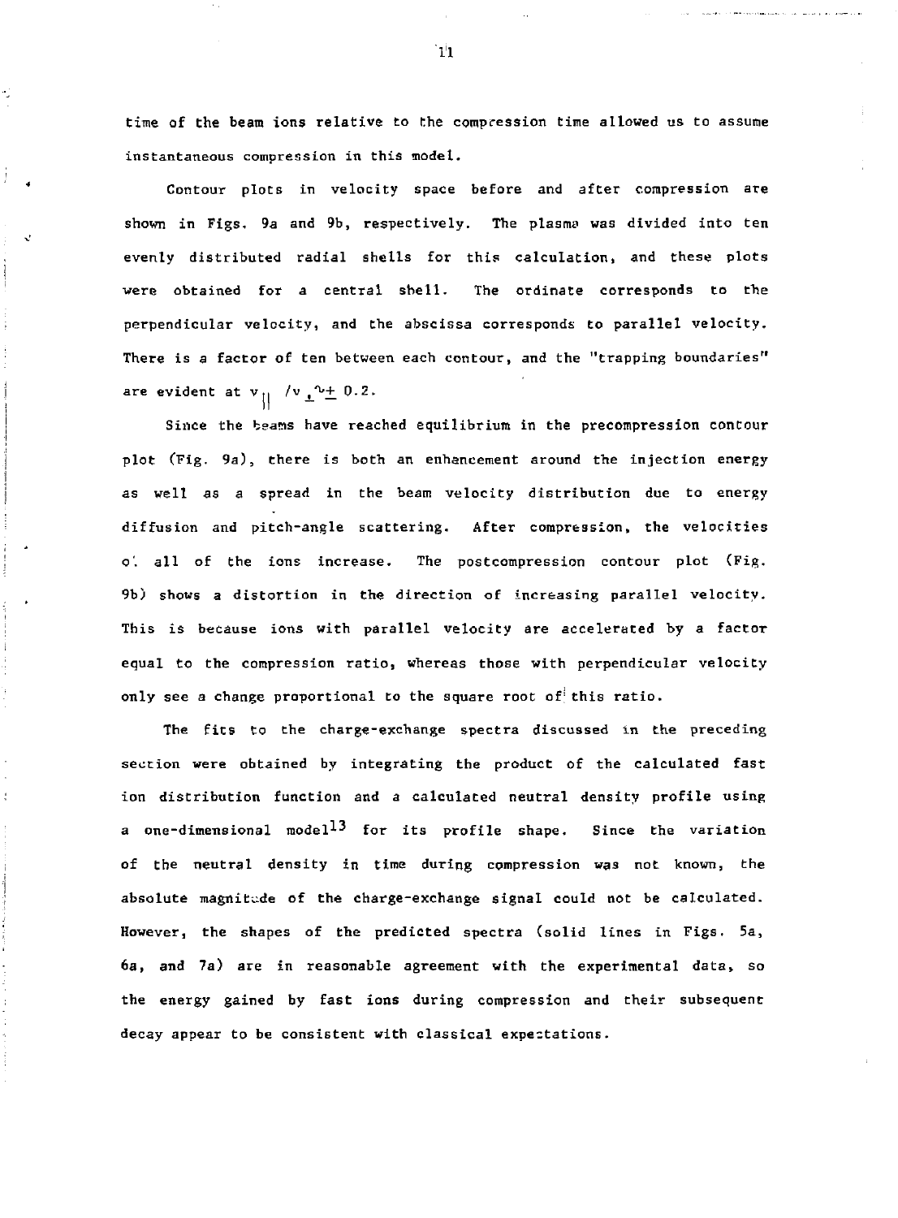time of the beam ions relative to the compression time allowed us to assume instantaneous compression in this model.

Contour plots in velocity space before and after compression are shown in Figs. 9a and 9b, respectively. The plasma was divided into ten evenly distributed radial shells for this calculation, and these plots were obtained for a central shell. The ordinate corresponds to the perpendicular velocity, and the abscissa corresponds to parallel velocity. There is a factor of ten between each contour, and the "trapping boundaries" are evident at $v_{\parallel}/v_{\perp} \sim \pm 0.2$.

Since the beams have reached equilibrium in the precompression contour plot (Fig. 9a), there is both an enhancement around the injection energy as well as a spread in the beam velocity distribution due to energy diffusion and pitch-angle scattering. After compression, the velocities of all of the ions increase. The postcompression contour plot (Fig. 9b) shows a distortion in the direction of increasing parallel velocity. This is because ions with parallel velocity are accelerated by a factor equal to the compression ratio, whereas those with perpendicular velocity only see a change proportional to the square root of this ratio.

The fits to the charge-exchange spectra discussed in the preceding section were obtained by integrating the product of the calculated fast ion distribution function and a calculated neutral density profile using a one-dimensional model[13] for its profile shape. Since the variation of the neutral density in time during compression was not known, the absolute magnitude of the charge-exchange signal could not be calculated. However, the shapes of the predicted spectra (solid lines in Figs. 5a, 6a, and 7a) are in reasonable agreement with the experimental data, so the energy gained by fast ions during compression and their subsequent decay appear to be consistent with classical expectations.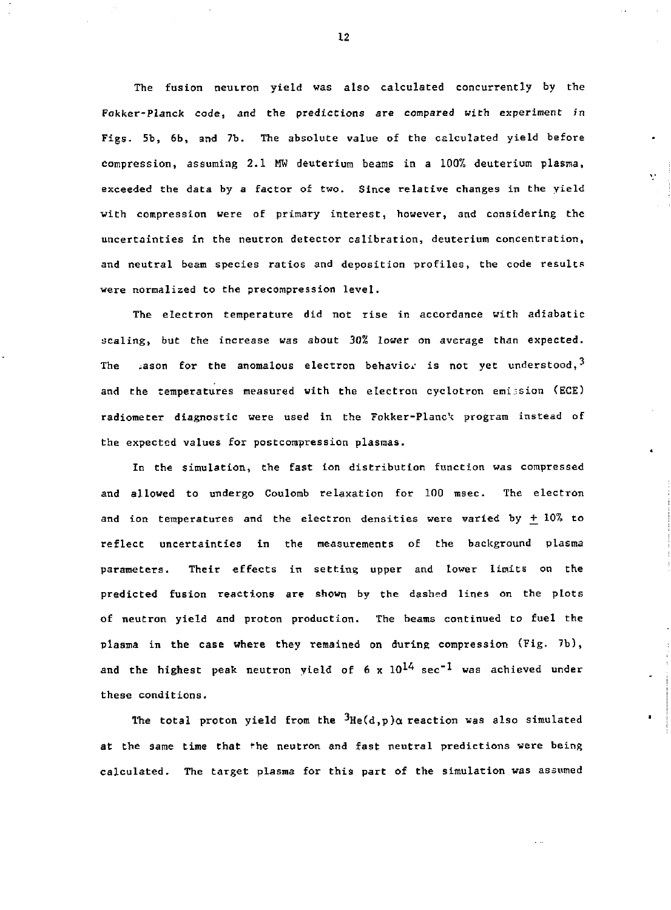The fusion neutron yield was also calculated concurrently by the Fokker-Planck code, and the predictions are compared with experiment in Figs. 5b, 6b, and 7b. The absolute value of the calculated yield before compression, assuming 2.1 MW deuterium beams in a 100% deuterium plasma, exceeded the data by a factor of two. Since relative changes in the yield with compression were of primary interest, however, and considering the uncertainties in the neutron detector calibration, deuterium concentration, and neutral beam species ratios and deposition profiles, the code results were normalized to the precompression level.

The electron temperature did not rise in accordance with adiabatic scaling, but the increase was about 30% lower on average than expected. The reason for the anomalous electron behavior is not yet understood,[3] and the temperatures measured with the electron cyclotron emission (ECE) radiometer diagnostic were used in the Fokker-Planck program instead of the expected values for postcompression plasmas.

In the simulation, the fast ion distribution function was compressed and allowed to undergo Coulomb relaxation for 100 msec. The electron and ion temperatures and the electron densities were varied by $\pm$ 10% to reflect uncertainties in the measurements of the background plasma parameters. Their effects in setting upper and lower limits on the predicted fusion reactions are shown by the dashed lines on the plots of neutron yield and proton production. The beams continued to fuel the plasma in the case where they remained on during compression (Fig. 7b), and the highest peak neutron yield of $6 \times 10^{14}$ $sec^{-1}$ was achieved under these conditions.

The total proton yield from the $^3He(d,p)\alpha$ reaction was also simulated at the same time that the neutron and fast neutral predictions were being calculated. The target plasma for this part of the simulation was assumed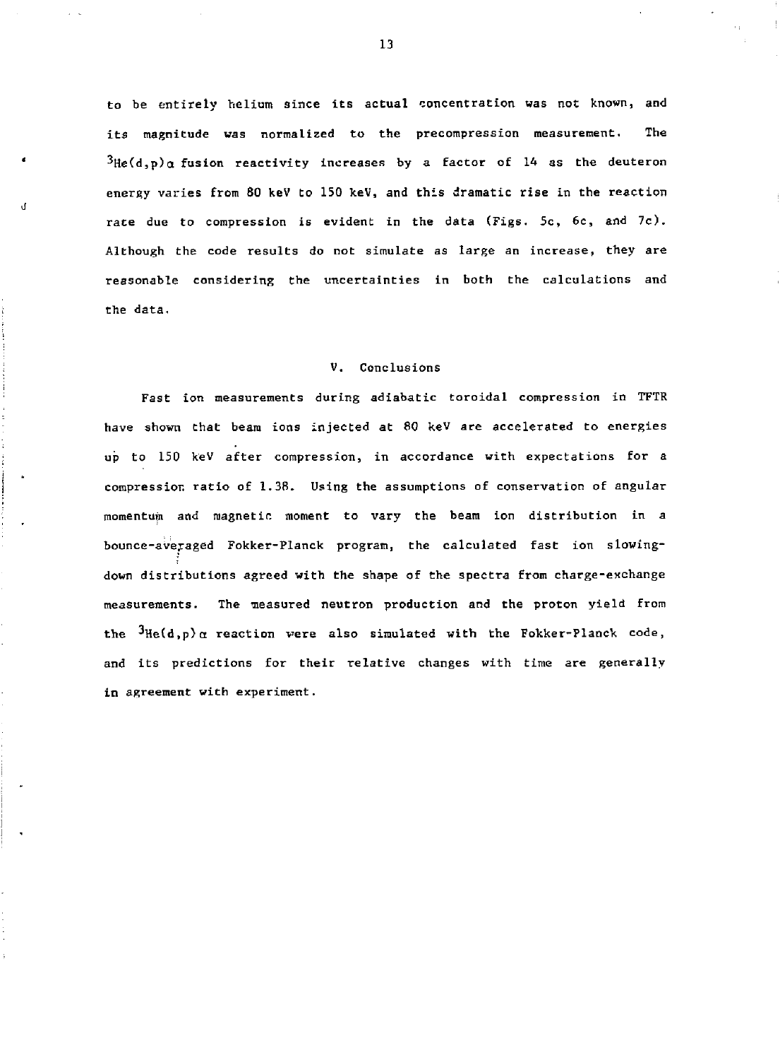to be entirely helium since its actual concentration was not known, and its magnitude was normalized to the precompression measurement. The $^{3}He(d,p)\alpha$ fusion reactivity increases by a factor of 14 as the deuteron energy varies from 80 keV to 150 keV, and this dramatic rise in the reaction rate due to compression is evident in the data (Figs. 5c, 6c, and 7c). Although the code results do not simulate as large an increase, they are reasonable considering the uncertainties in both the calculations and the data.

## V. Conclusions

Fast ion measurements during adiabatic toroidal compression in TFTR have shown that beam ions injected at 80 keV are accelerated to energies up to 150 keV after compression, in accordance with expectations for a compression ratio of 1.38. Using the assumptions of conservation of angular momentum and magnetic moment to vary the beam ion distribution in a bounce-averaged Fokker-Planck program, the calculated fast ion slowing-down distributions agreed with the shape of the spectra from charge-exchange measurements. The measured neutron production and the proton yield from the $^{3}He(d,p)\alpha$ reaction were also simulated with the Fokker-Planck code, and its predictions for their relative changes with time are generally in agreement with experiment.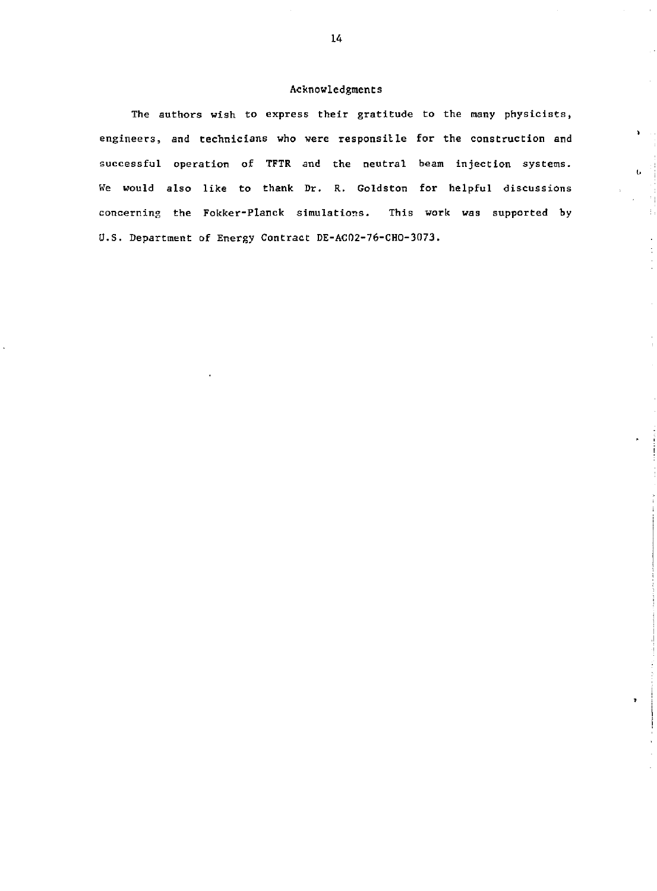## Acknowledgments

The authors wish to express their gratitude to the many physicists, engineers, and technicians who were responsible for the construction and successful operation of TFTR and the neutral beam injection systems. We would also like to thank Dr. R. Goldston for helpful discussions concerning the Fokker-Planck simulations. This work was supported by U.S. Department of Energy Contract DE-AC02-76-CHO-3073.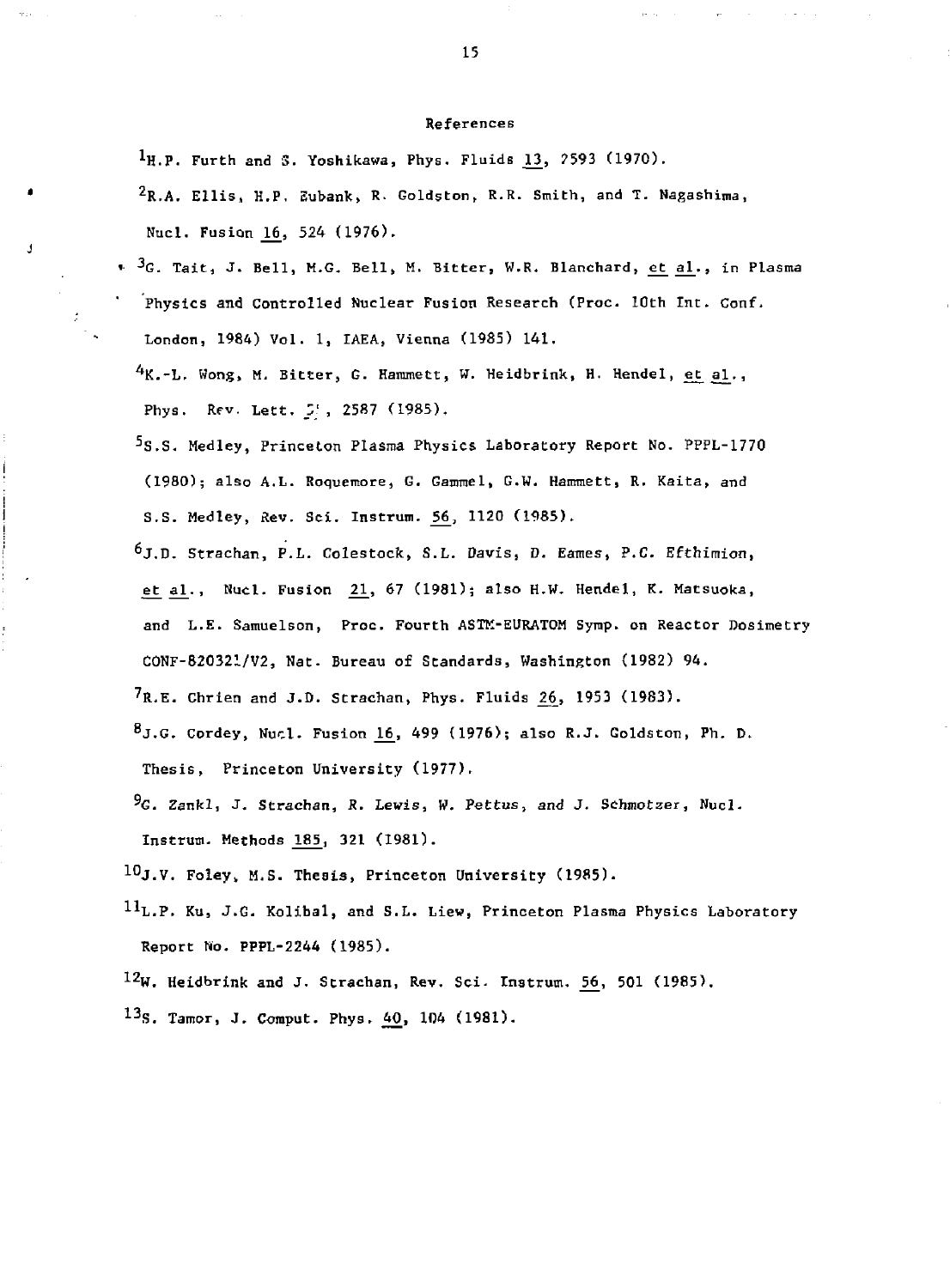# References

[1] H.P. Furth and S. Yoshikawa, Phys. Fluids 13, 2593 (1970).

[2] R.A. Ellis, H.P. Eubank, R. Goldston, R.R. Smith, and T. Nagashima, Nucl. Fusion 16, 524 (1976).

[3] G. Tait, J. Bell, M.G. Bell, M. Bitter, W.R. Blanchard, et al., in Plasma Physics and Controlled Nuclear Fusion Research (Proc. 10th Int. Conf. London, 1984) Vol. 1, IAEA, Vienna (1985) 141.

[4] K.-L. Wong, M. Bitter, G. Hammett, W. Heidbrink, H. Hendel, et al., Phys. Rev. Lett. 5', 2587 (1985).

[5] S.S. Medley, Princeton Plasma Physics Laboratory Report No. PPPL-1770 (1980); also A.L. Roquemore, G. Gammel, G.W. Hammett, R. Kaita, and S.S. Medley, Rev. Sci. Instrum. 56, 1120 (1985).

[6] J.D. Strachan, P.L. Colestock, S.L. Davis, D. Eames, P.C. Efthimion, et al., Nucl. Fusion 21, 67 (1981); also H.W. Hendel, K. Matsuoka, and L.E. Samuelson, Proc. Fourth ASTM-EURATOM Symp. on Reactor Dosimetry CONF-820321/V2, Nat. Bureau of Standards, Washington (1982) 94.

[7] R.E. Chrien and J.D. Strachan, Phys. Fluids 26, 1953 (1983).

[8] J.G. Cordey, Nucl. Fusion 16, 499 (1976); also R.J. Goldston, Ph. D. Thesis, Princeton University (1977).

[9] G. Zankl, J. Strachan, R. Lewis, W. Pettus, and J. Schmotzer, Nucl. Instrum. Methods 185, 321 (1981).

[10] J.V. Foley, M.S. Thesis, Princeton University (1985).

[11] L.P. Ku, J.G. Kolibal, and S.L. Liew, Princeton Plasma Physics Laboratory Report No. PPPL-2244 (1985).

[12] W. Heidbrink and J. Strachan, Rev. Sci. Instrum. 56, 501 (1985).

[13] S. Tamor, J. Comput. Phys. 40, 104 (1981).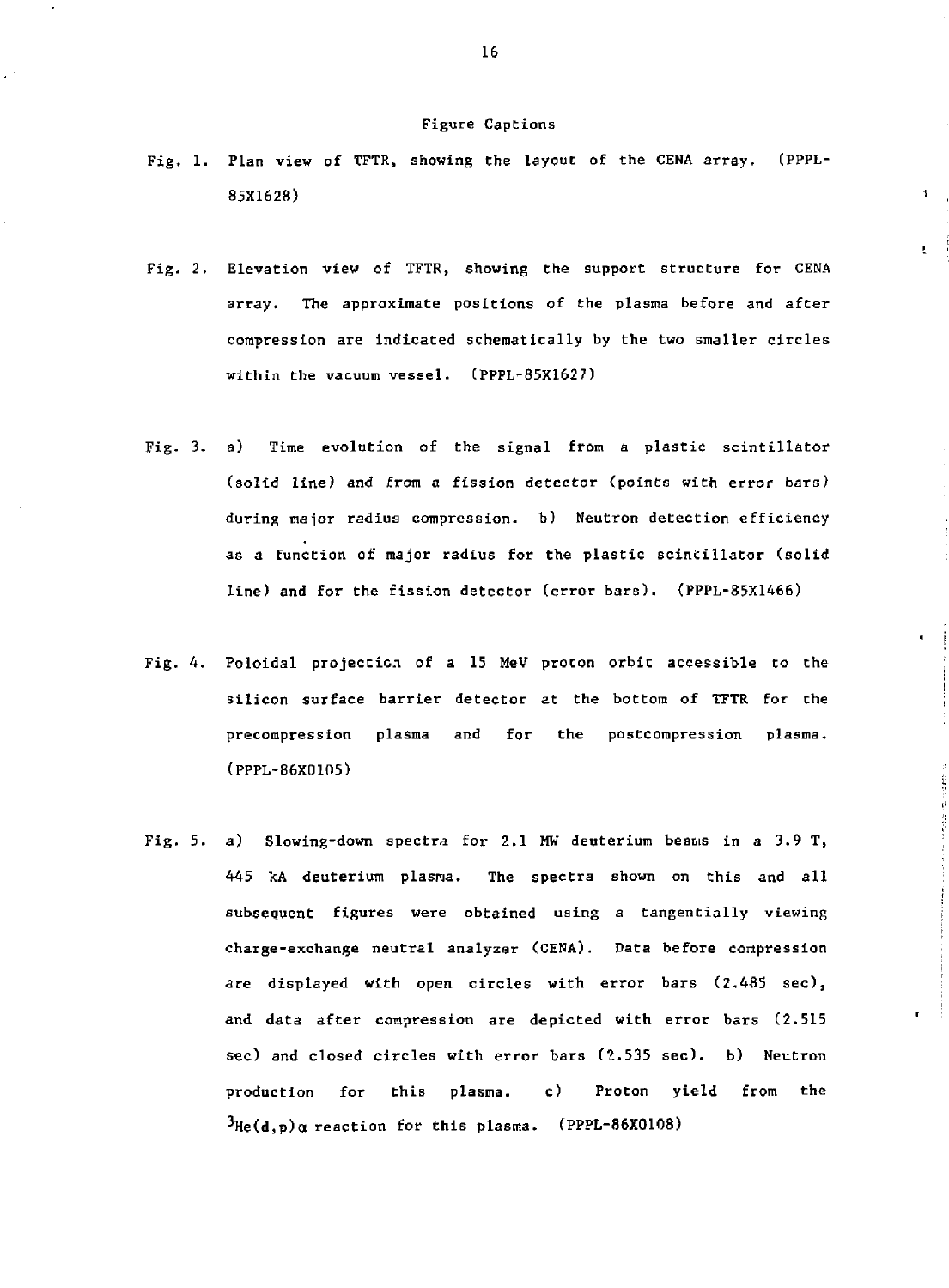## Figure Captions

Fig. 1. Plan view of TFTR, showing the layout of the CENA array. (PPPL-85X1628)

Fig. 2. Elevation view of TFTR, showing the support structure for CENA array. The approximate positions of the plasma before and after compression are indicated schematically by the two smaller circles within the vacuum vessel. (PPPL-85X1627)

Fig. 3. a) Time evolution of the signal from a plastic scintillator (solid line) and from a fission detector (points with error bars) during major radius compression. b) Neutron detection efficiency as a function of major radius for the plastic scintillator (solid line) and for the fission detector (error bars). (PPPL-85X1466)

Fig. 4. Poloidal projection of a 15 MeV proton orbit accessible to the silicon surface barrier detector at the bottom of TFTR for the precompression plasma and for the postcompression plasma. (PPPL-86X0105)

Fig. 5. a) Slowing-down spectra for 2.1 MW deuterium beams in a 3.9 T, 445 kA deuterium plasma. The spectra shown on this and all subsequent figures were obtained using a tangentially viewing charge-exchange neutral analyzer (CENA). Data before compression are displayed with open circles with error bars (2.485 sec), and data after compression are depicted with error bars (2.515 sec) and closed circles with error bars (2.535 sec). b) Neutron production for this plasma. c) Proton yield from the $^{3}He(d,p)\alpha$ reaction for this plasma. (PPPL-86X0108)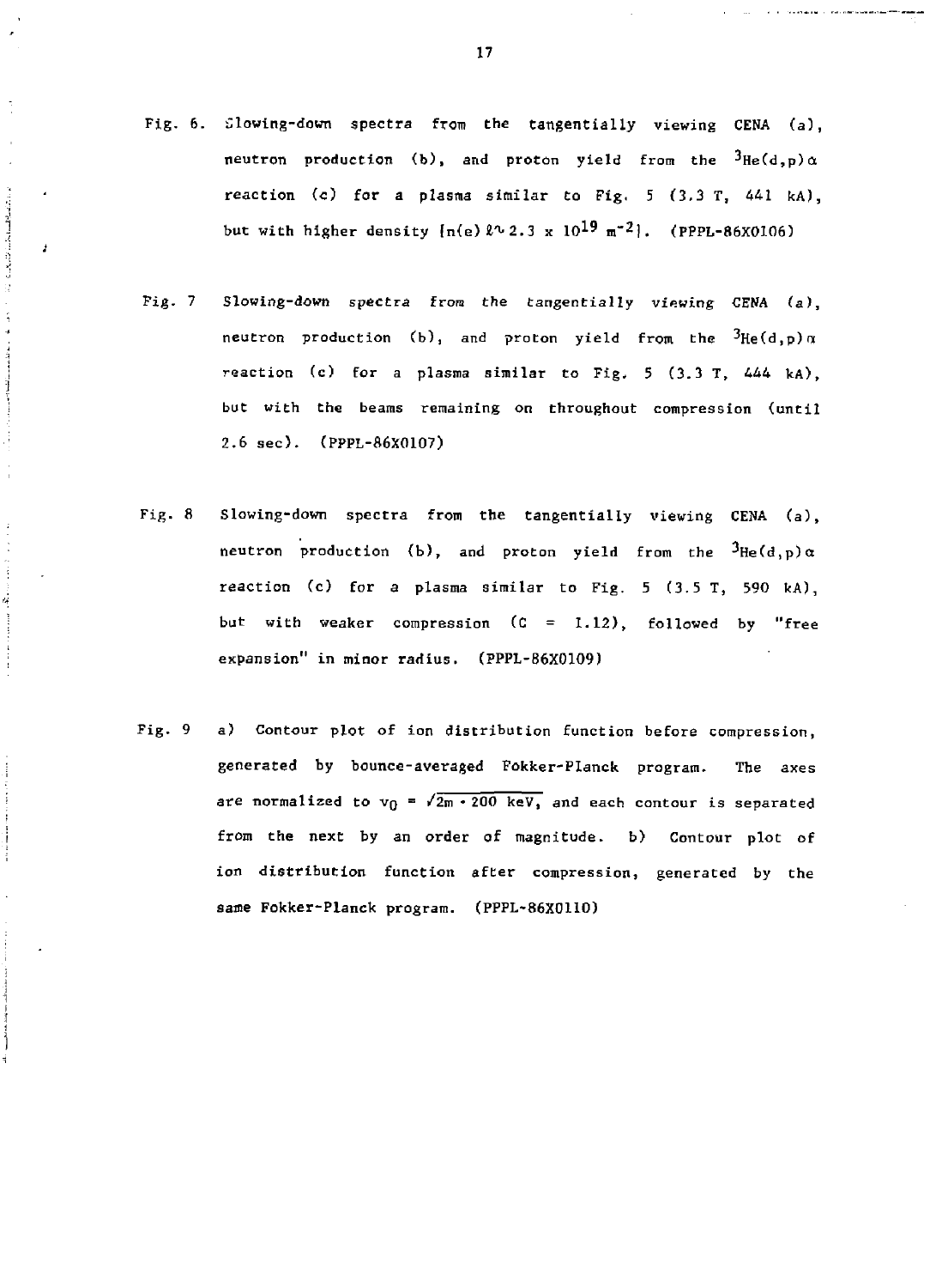Fig. 6. Slowing-down spectra from the tangentially viewing CENA (a), neutron production (b), and proton yield from the $^{3}He(d,p)\alpha$ reaction (c) for a plasma similar to Fig. 5 (3.3 T, 441 kA), but with higher density $[n(e)\ell \sim 2.3 \times 10^{19}\ m^{-2}]$. (PPPL-86X0106)

Fig. 7 Slowing-down spectra from the tangentially viewing CENA (a), neutron production (b), and proton yield from the $^{3}He(d,p)\alpha$ reaction (c) for a plasma similar to Fig. 5 (3.3 T, 444 kA), but with the beams remaining on throughout compression (until 2.6 sec). (PPPL-86X0107)

Fig. 8 Slowing-down spectra from the tangentially viewing CENA (a), neutron production (b), and proton yield from the $^{3}He(d,p)\alpha$ reaction (c) for a plasma similar to Fig. 5 (3.5 T, 590 kA), but with weaker compression (C = 1.12), followed by "free expansion" in minor radius. (PPPL-86X0109)

Fig. 9 a) Contour plot of ion distribution function before compression, generated by bounce-averaged Fokker-Planck program. The axes are normalized to $v_0 = \sqrt{2m \cdot 200\ \text{keV}}$, and each contour is separated from the next by an order of magnitude. b) Contour plot of ion distribution function after compression, generated by the same Fokker-Planck program. (PPPL-86X0110)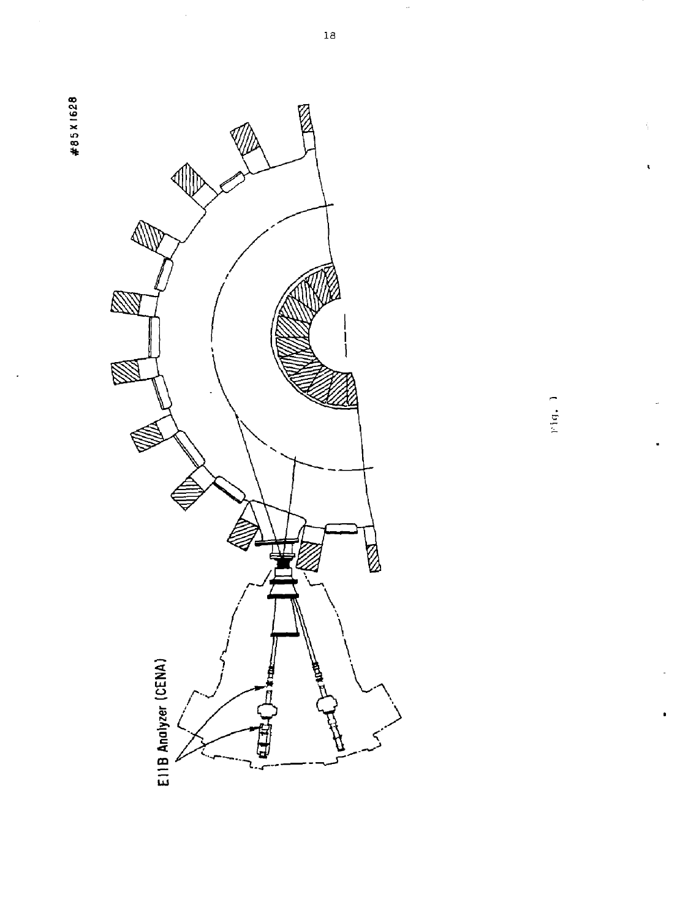#85X1628

E11B Analyzer (CENA)

Fig. 1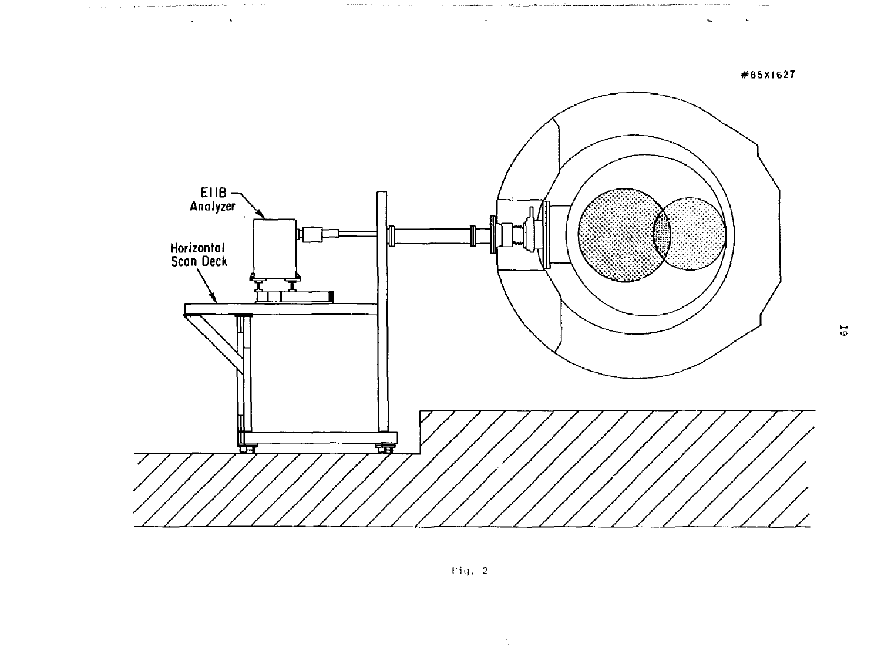#85X1627

E118 Analyzer

Horizontal Scan Deck

Fig. 2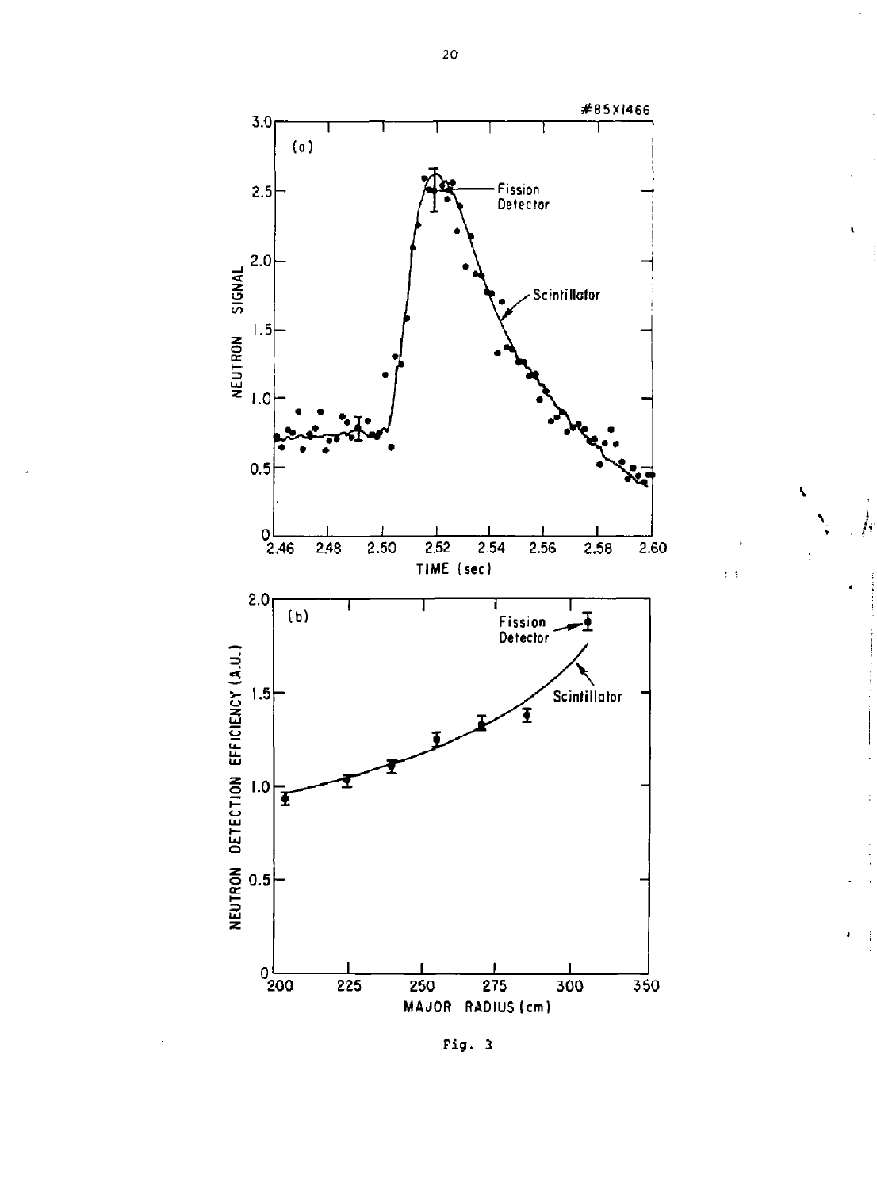#85X1466

Fig. 3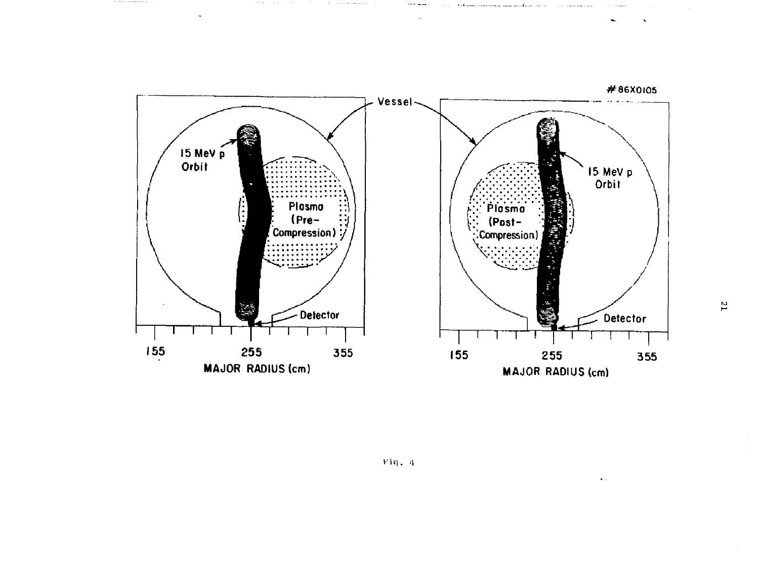#86X0105

Vessel

15 MeV p Orbit

Plasma (Pre-Compression)

Detector

155 255 355

MAJOR RADIUS (cm)

15 MeV p Orbit

Plasma (Post-Compression)

Detector

155 255 355

MAJOR RADIUS (cm)

Fig. 4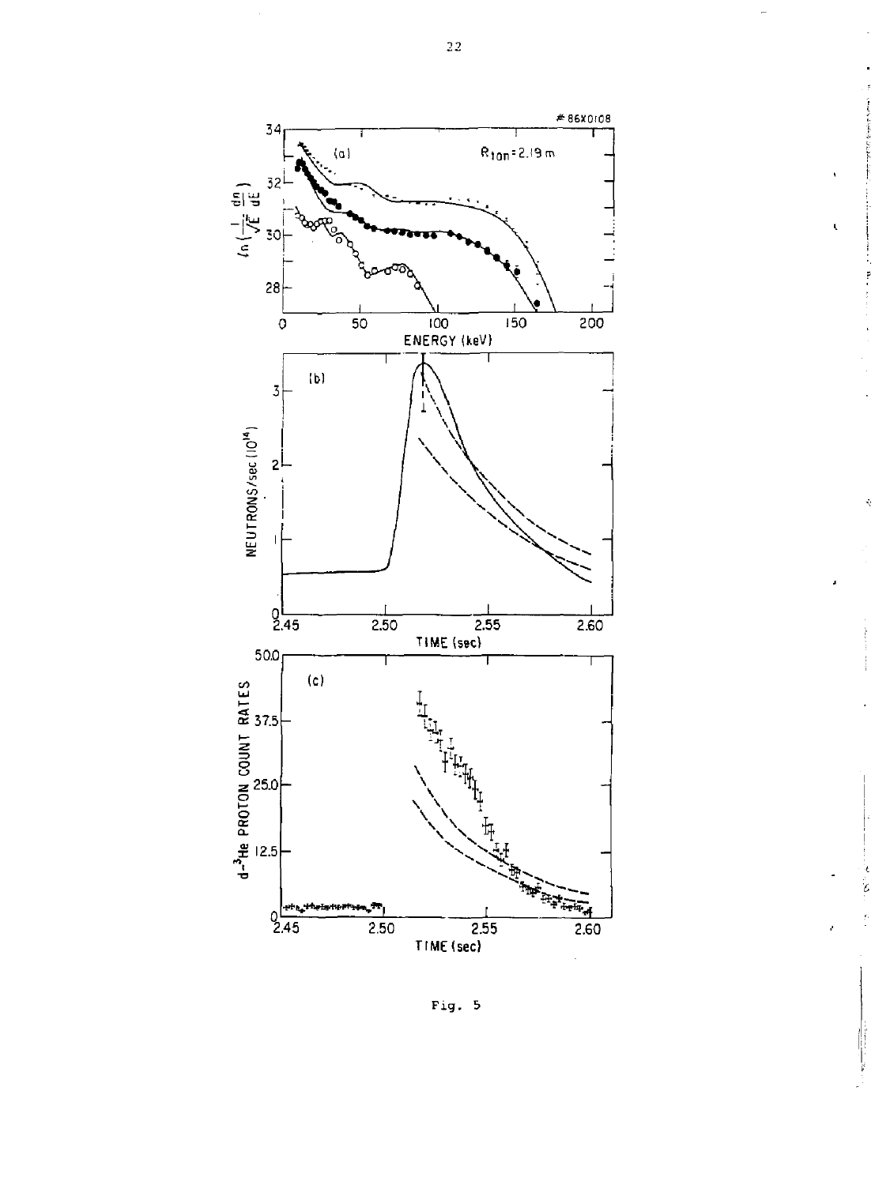Fig. 5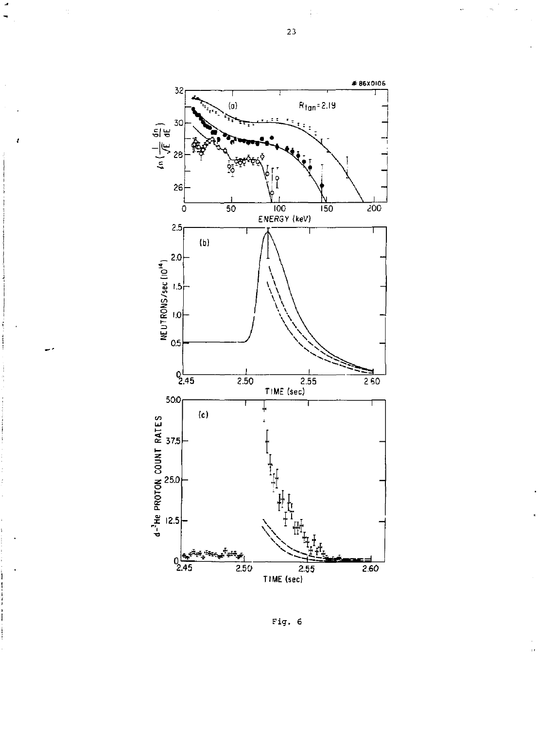Fig. 6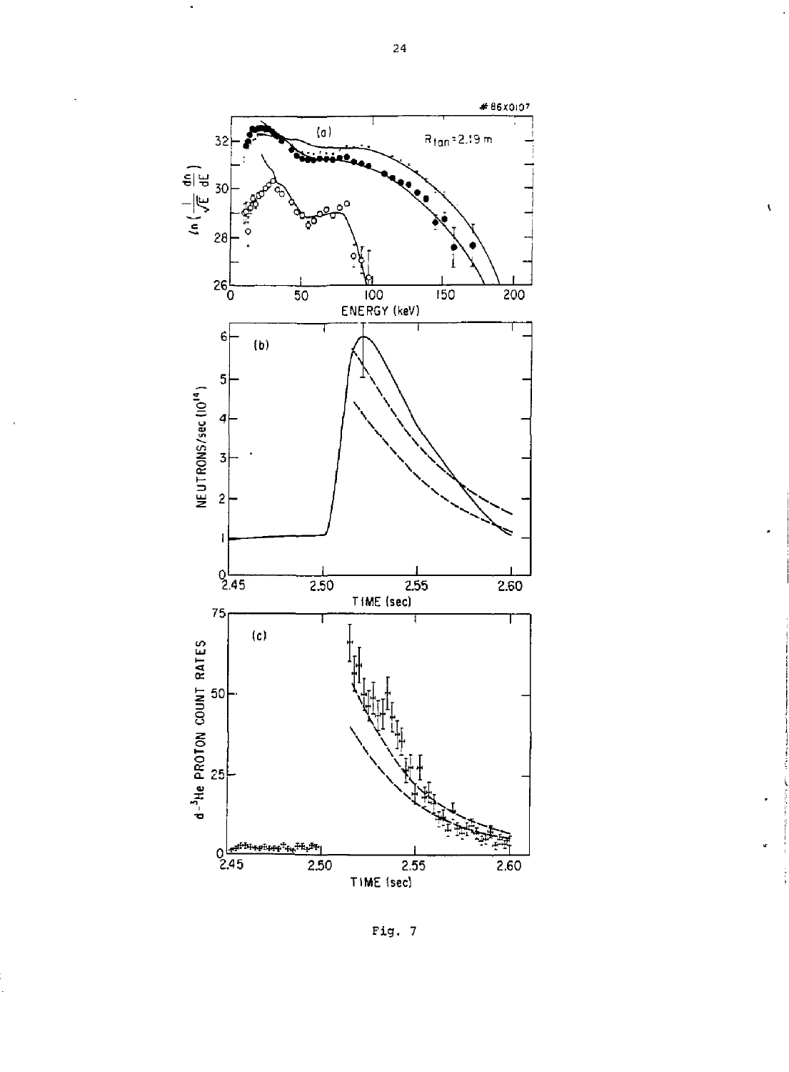Fig. 7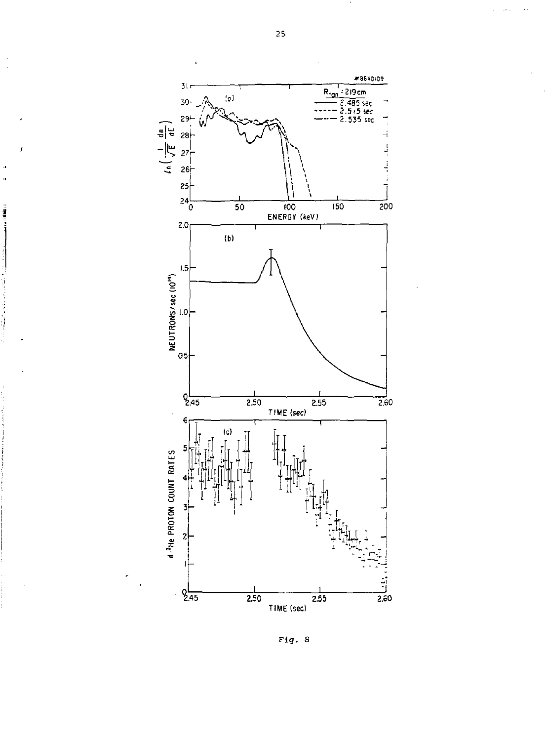Fig. 8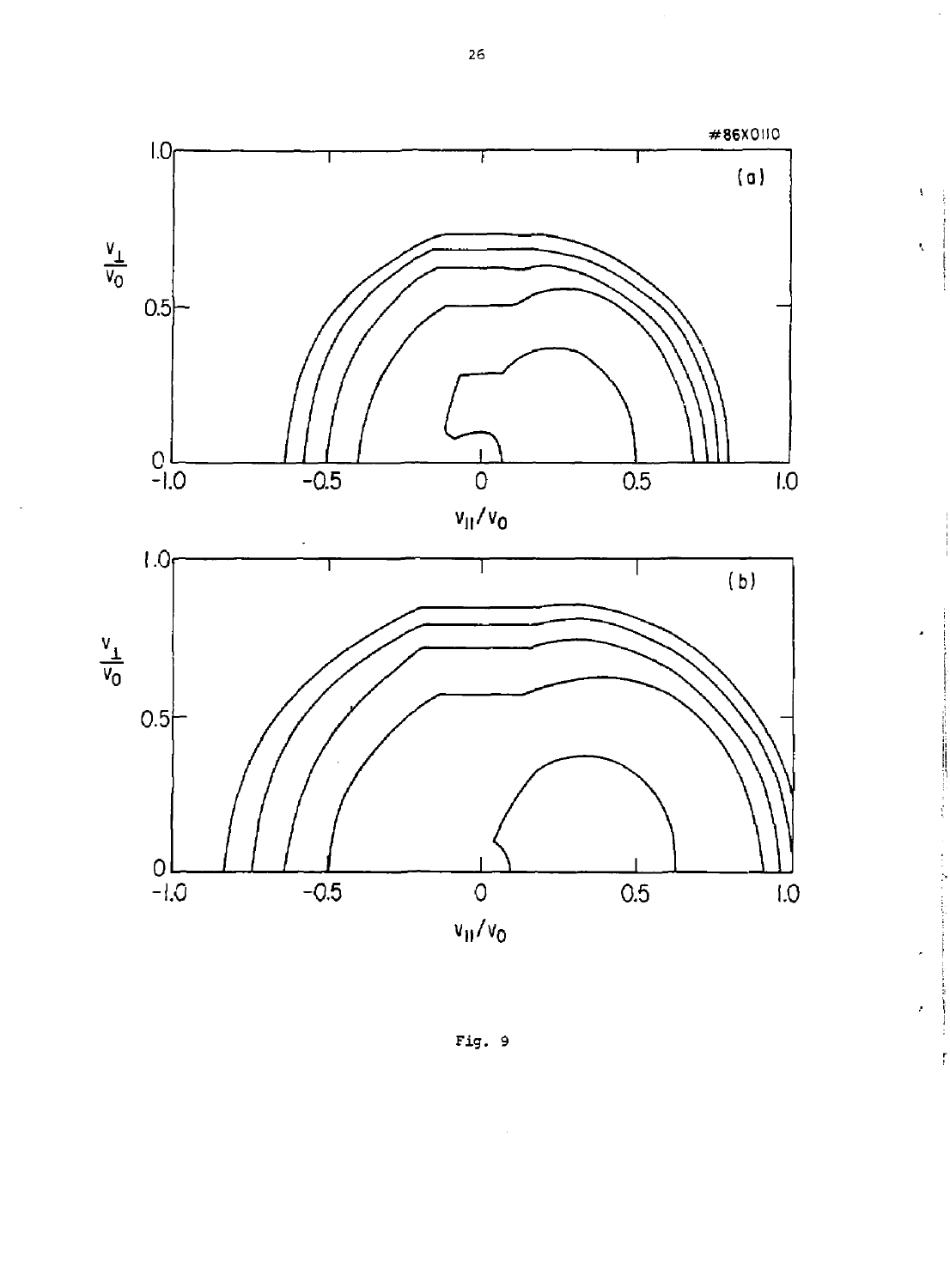Fig. 9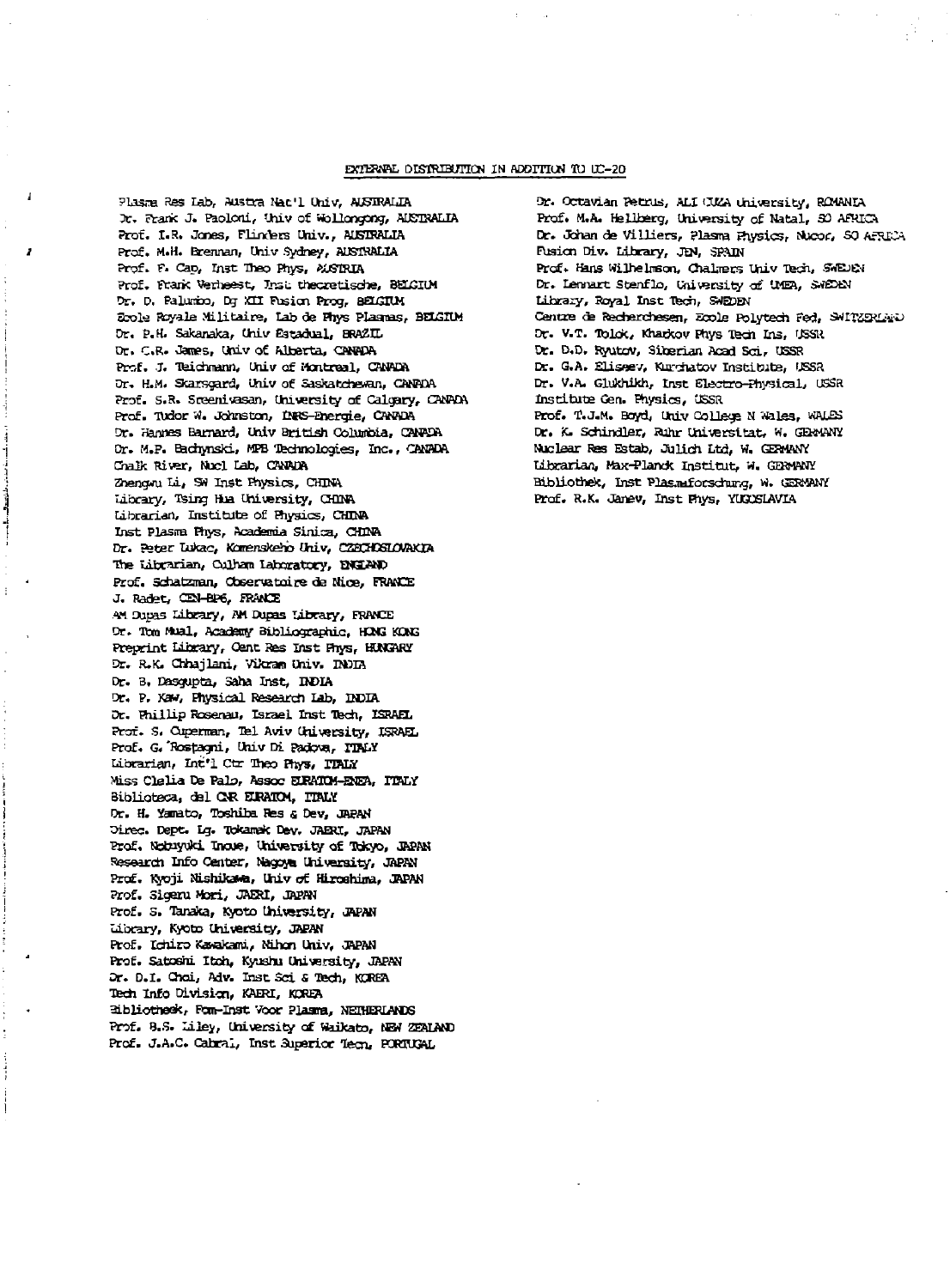EXTERNAL DISTRIBUTION IN ADDITION TO UC-20

Plasma Res Lab, Austra Nat'l Univ, AUSTRALIA
Dr. Frank J. Paoloni, Univ of Wollongong, AUSTRALIA
Prof. I.R. Jones, Flinders Univ., AUSTRALIA
Prof. M.H. Brennan, Univ Sydney, AUSTRALIA
Prof. F. Cap, Inst Theo Phys, AUSTRIA
Prof. Frank Verheest, Inst theoretische, BELGIUM
Dr. D. Palumbo, Dg XII Fusion Prog, BELGIUM
Ecole Royale Militaire, Lab de Phys Plasmas, BELGIUM
Dr. P.H. Sakanaka, Univ Estadual, BRAZIL
Dr. C.R. James, Univ of Alberta, CANADA
Prof. J. Teichmann, Univ of Montreal, CANADA
Dr. H.M. Skarsgard, Univ of Saskatchewan, CANADA
Prof. S.R. Sreenivasan, University of Calgary, CANADA
Prof. Tudor W. Johnston, INRS-Energie, CANADA
Dr. Hannes Barnard, Univ British Columbia, CANADA
Dr. M.P. Bachynski, MPB Technologies, Inc., CANADA
Chalk River, Nucl Lab, CANADA
Zhengwu Li, SW Inst Physics, CHINA
Library, Tsing Hua University, CHINA
Librarian, Institute of Physics, CHINA
Inst Plasma Phys, Academia Sinica, CHINA
Dr. Peter Lukac, Komenskeho Univ, CZECHOSLOVAKIA
The Librarian, Culham Laboratory, ENGLAND
Prof. Schatzman, Observatoire de Nice, FRANCE
J. Radet, CEN-BP6, FRANCE
AM Dupas Library, AM Dupas Library, FRANCE
Dr. Tom Mual, Academy Bibliographic, HONG KONG
Preprint Library, Cent Res Inst Phys, HUNGARY
Dr. R.K. Chhajlani, Vikram Univ. INDIA
Dr. B. Dasgupta, Saha Inst, INDIA
Dr. P. Kaw, Physical Research Lab, INDIA
Dr. Phillip Rosenau, Israel Inst Tech, ISRAEL
Prof. S. Cuperman, Tel Aviv University, ISRAEL
Prof. G. Rostagni, Univ Di Padova, ITALY
Librarian, Int'l Ctr Theo Phys, ITALY
Miss Clelia De Palo, Assoc EURATOM-ENEA, ITALY
Biblioteca, del CNR EURATOM, ITALY
Dr. H. Yamato, Toshiba Res & Dev, JAPAN
Direc. Dept. Lg. Tokamak Dev. JAERI, JAPAN
Prof. Nobuyuki Inoue, University of Tokyo, JAPAN
Research Info Center, Nagoya University, JAPAN
Prof. Kyoji Nishikawa, Univ of Hiroshima, JAPAN
Prof. Sigeru Mori, JAERI, JAPAN
Prof. S. Tanaka, Kyoto University, JAPAN
Library, Kyoto University, JAPAN
Prof. Ichiro Kawakami, Nihon Univ, JAPAN
Prof. Satoshi Itoh, Kyushu University, JAPAN
Dr. D.I. Choi, Adv. Inst Sci & Tech, KOREA
Tech Info Division, KAERI, KOREA
Bibliotheek, Fom-Inst Voor Plasma, NETHERLANDS
Prof. B.S. Liley, University of Waikato, NEW ZEALAND
Prof. J.A.C. Cabral, Inst Superior Tecn, PORTUGAL
Dr. Octavian Petrus, ALI CUZA University, ROMANIA
Prof. M.A. Hellberg, University of Natal, SO AFRICA
Dr. Johan de Villiers, Plasma Physics, Nucor, SO AFRICA
Fusion Div. Library, JEN, SPAIN
Prof. Hans Wilhelmson, Chalmers Univ Tech, SWEDEN
Dr. Lennart Stenflo, University of UMEA, SWEDEN
Library, Royal Inst Tech, SWEDEN
Centre de Recherchesen, Ecole Polytech Fed, SWITZERLAND
Dr. V.T. Tolok, Kharkov Phys Tech Ins, USSR
Dr. D.D. Ryutov, Siberian Acad Sci, USSR
Dr. G.A. Eliseev, Kurchatov Institute, USSR
Dr. V.A. Glukhikh, Inst Electro-Physical, USSR
Institute Gen. Physics, USSR
Prof. T.J.M. Boyd, Univ College N Wales, WALES
Dr. K. Schindler, Ruhr Universitat, W. GERMANY
Nuclear Res Estab, Julich Ltd, W. GERMANY
Librarian, Max-Planck Institut, W. GERMANY
Bibliothek, Inst Plasmaforschung, W. GERMANY
Prof. R.K. Janev, Inst Phys, YUGOSLAVIA